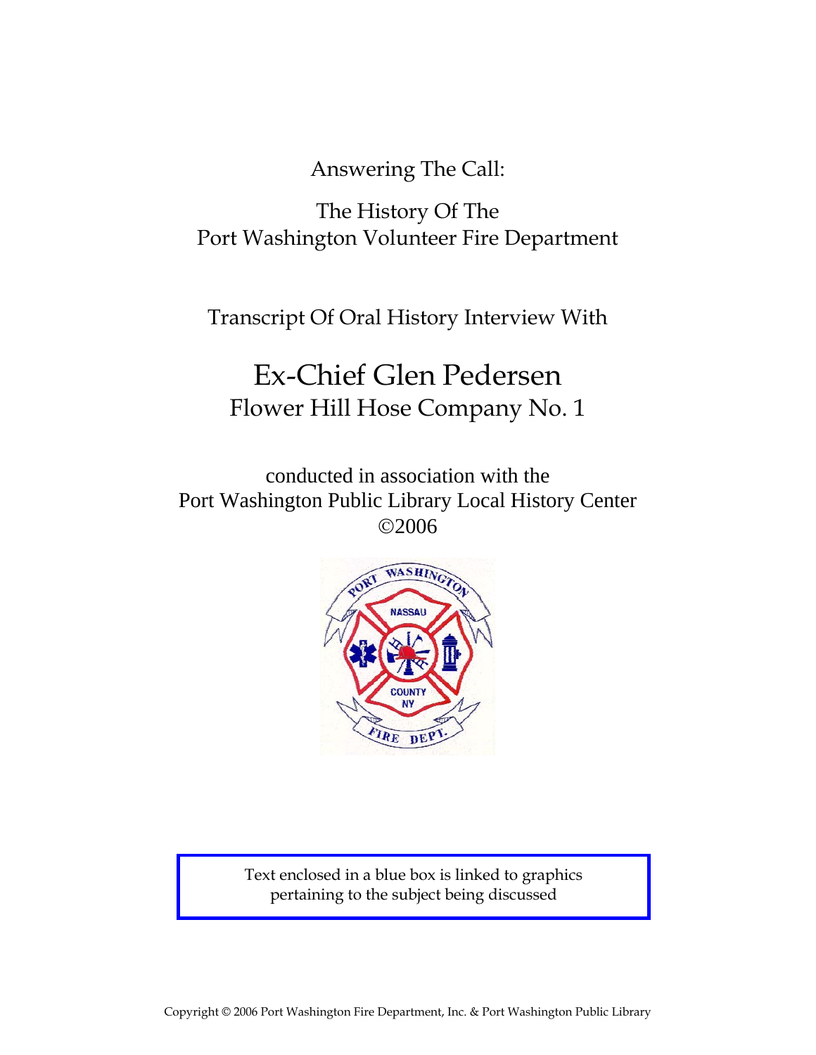Answering The Call:

The History Of The
Port Washington Volunteer Fire Department

Transcript Of Oral History Interview With

# Ex-Chief Glen Pedersen

## Flower Hill Hose Company No. 1

conducted in association with the
Port Washington Public Library Local History Center
©2006

Text enclosed in a blue box is linked to graphics pertaining to the subject being discussed

Copyright © 2006 Port Washington Fire Department, Inc. & Port Washington Public Library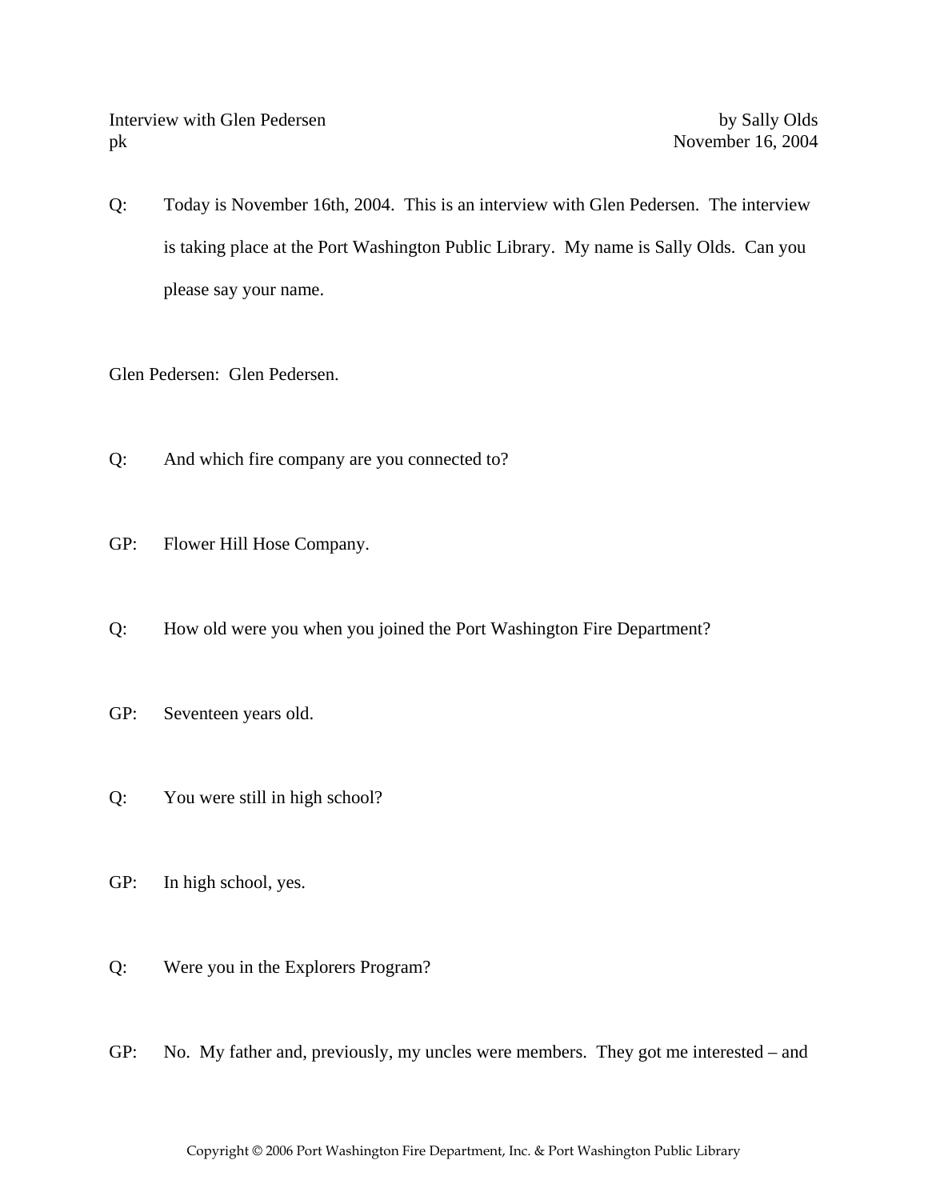Interview with Glen Pedersen by Sally Olds
pk November 16, 2004

Q: Today is November 16th, 2004. This is an interview with Glen Pedersen. The interview is taking place at the Port Washington Public Library. My name is Sally Olds. Can you please say your name.

Glen Pedersen: Glen Pedersen.

Q: And which fire company are you connected to?

GP: Flower Hill Hose Company.

Q: How old were you when you joined the Port Washington Fire Department?

GP: Seventeen years old.

Q: You were still in high school?

GP: In high school, yes.

Q: Were you in the Explorers Program?

GP: No. My father and, previously, my uncles were members. They got me interested – and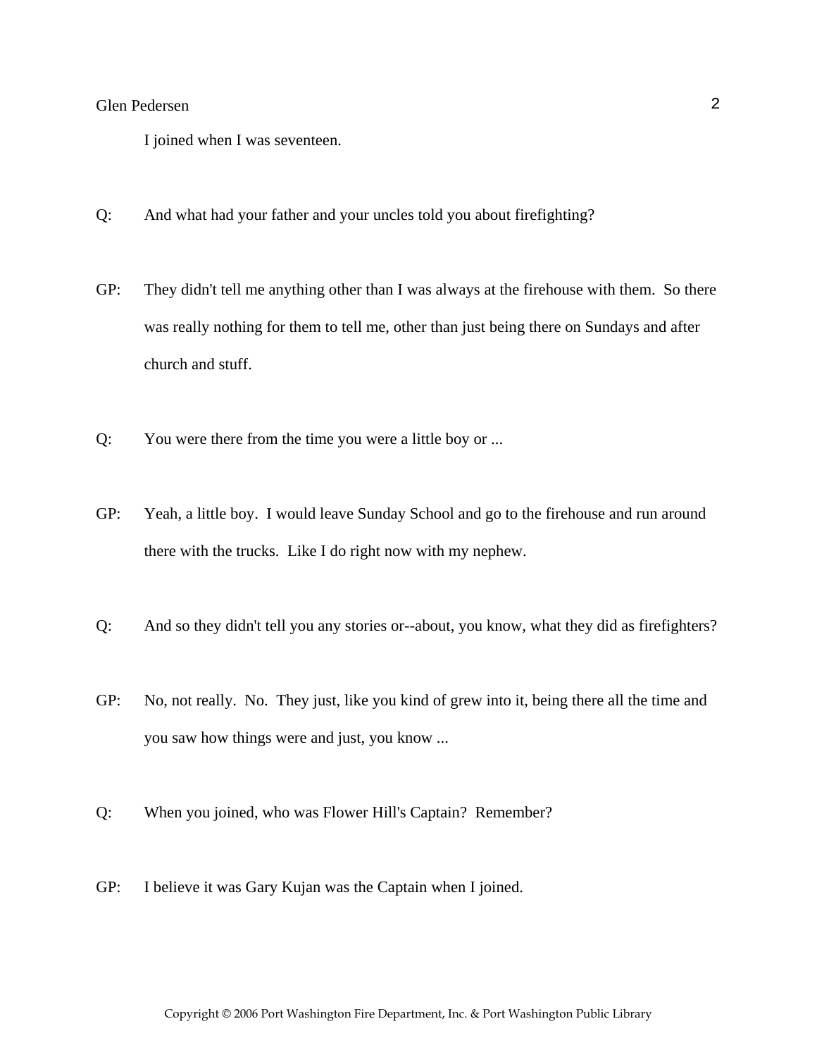I joined when I was seventeen.

Q: And what had your father and your uncles told you about firefighting?

GP: They didn't tell me anything other than I was always at the firehouse with them. So there was really nothing for them to tell me, other than just being there on Sundays and after church and stuff.

Q: You were there from the time you were a little boy or ...

GP: Yeah, a little boy. I would leave Sunday School and go to the firehouse and run around there with the trucks. Like I do right now with my nephew.

Q: And so they didn't tell you any stories or--about, you know, what they did as firefighters?

GP: No, not really. No. They just, like you kind of grew into it, being there all the time and you saw how things were and just, you know ...

Q: When you joined, who was Flower Hill's Captain? Remember?

GP: I believe it was Gary Kujan was the Captain when I joined.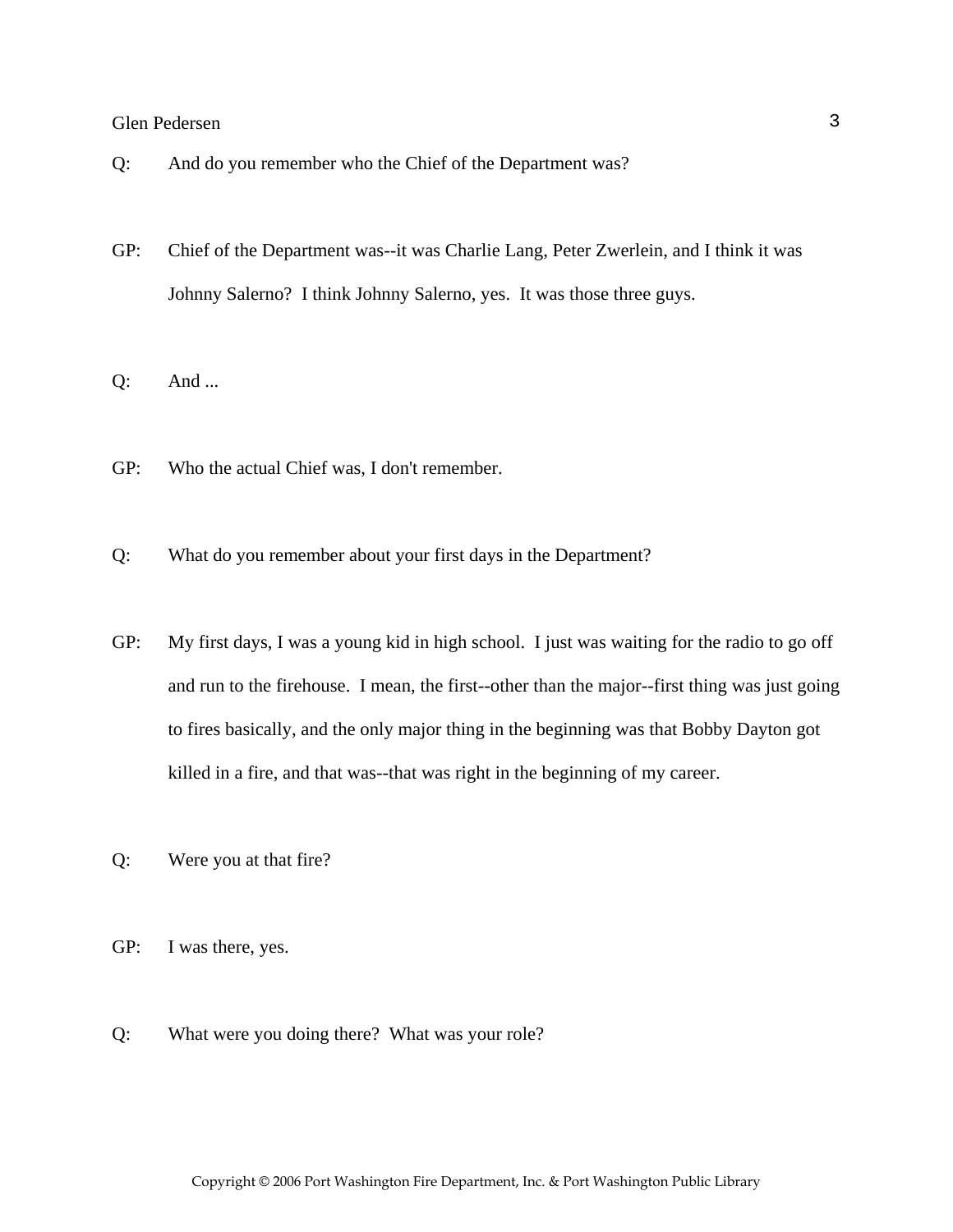Q: And do you remember who the Chief of the Department was?

GP: Chief of the Department was--it was Charlie Lang, Peter Zwerlein, and I think it was Johnny Salerno? I think Johnny Salerno, yes. It was those three guys.

Q: And ...

GP: Who the actual Chief was, I don't remember.

Q: What do you remember about your first days in the Department?

GP: My first days, I was a young kid in high school. I just was waiting for the radio to go off and run to the firehouse. I mean, the first--other than the major--first thing was just going to fires basically, and the only major thing in the beginning was that Bobby Dayton got killed in a fire, and that was--that was right in the beginning of my career.

Q: Were you at that fire?

GP: I was there, yes.

Q: What were you doing there? What was your role?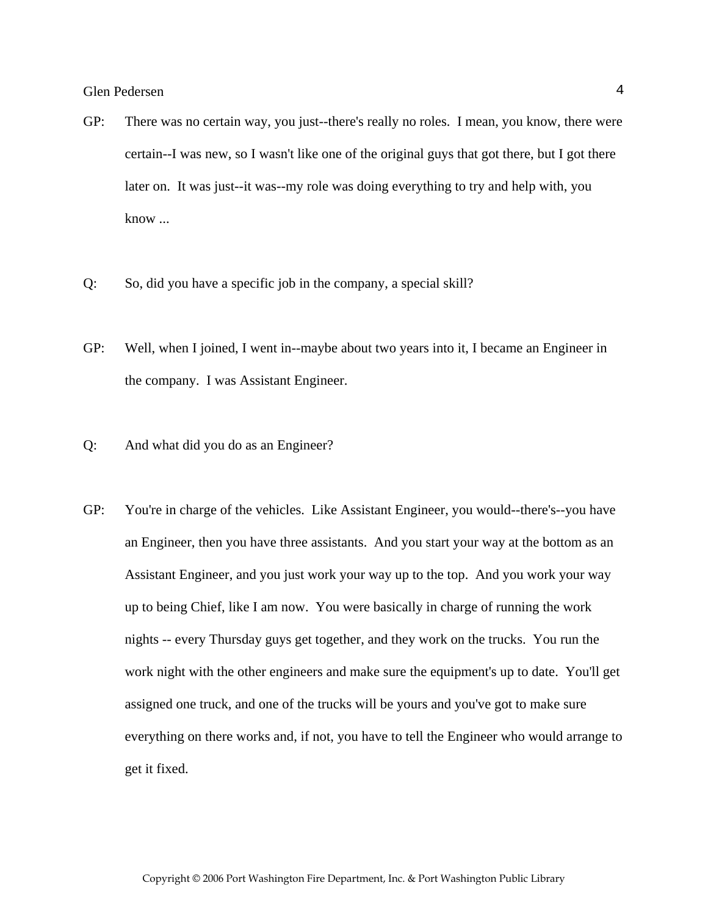GP: There was no certain way, you just--there's really no roles. I mean, you know, there were certain--I was new, so I wasn't like one of the original guys that got there, but I got there later on. It was just--it was--my role was doing everything to try and help with, you know ...

Q: So, did you have a specific job in the company, a special skill?

GP: Well, when I joined, I went in--maybe about two years into it, I became an Engineer in the company. I was Assistant Engineer.

Q: And what did you do as an Engineer?

GP: You're in charge of the vehicles. Like Assistant Engineer, you would--there's--you have an Engineer, then you have three assistants. And you start your way at the bottom as an Assistant Engineer, and you just work your way up to the top. And you work your way up to being Chief, like I am now. You were basically in charge of running the work nights -- every Thursday guys get together, and they work on the trucks. You run the work night with the other engineers and make sure the equipment's up to date. You'll get assigned one truck, and one of the trucks will be yours and you've got to make sure everything on there works and, if not, you have to tell the Engineer who would arrange to get it fixed.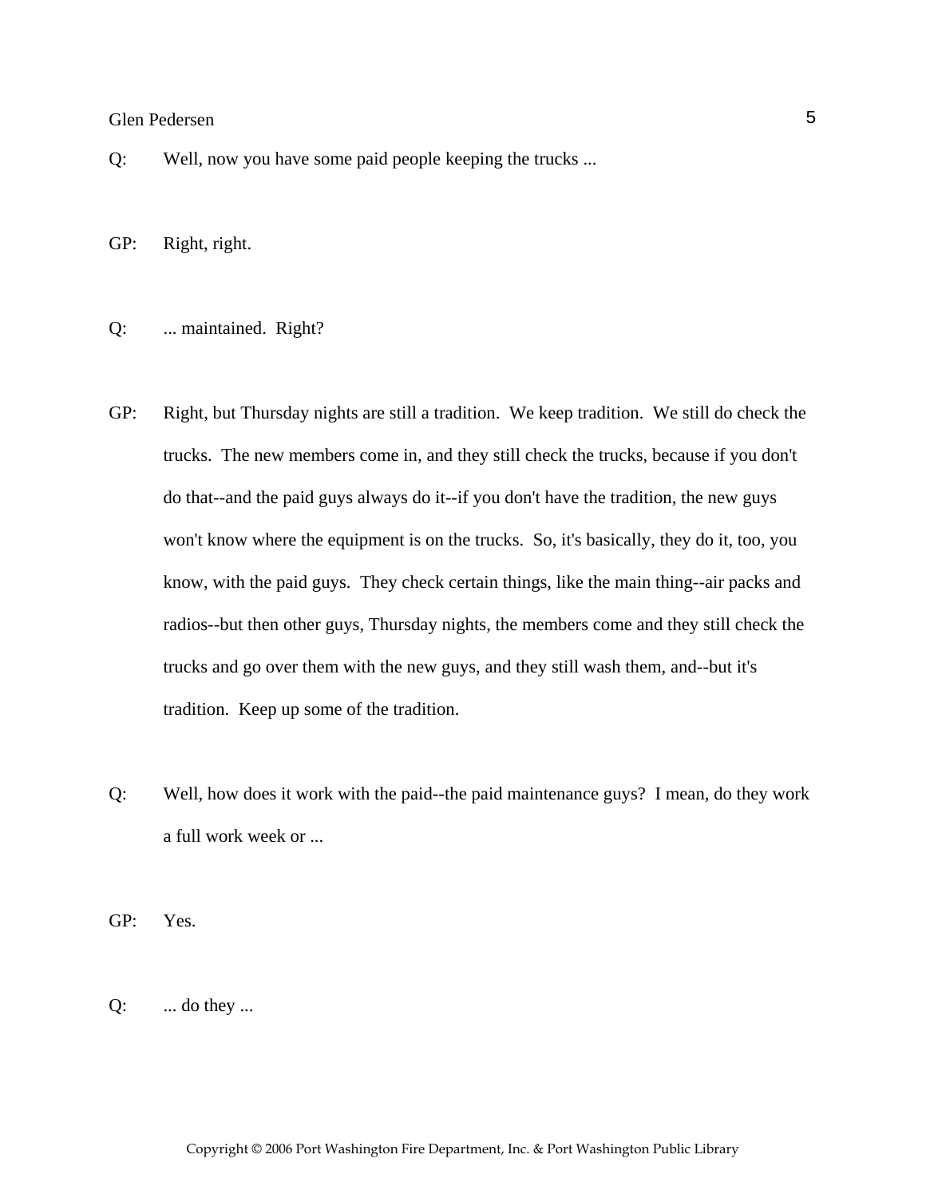Q: Well, now you have some paid people keeping the trucks ...

GP: Right, right.

Q: ... maintained. Right?

GP: Right, but Thursday nights are still a tradition. We keep tradition. We still do check the trucks. The new members come in, and they still check the trucks, because if you don't do that--and the paid guys always do it--if you don't have the tradition, the new guys won't know where the equipment is on the trucks. So, it's basically, they do it, too, you know, with the paid guys. They check certain things, like the main thing--air packs and radios--but then other guys, Thursday nights, the members come and they still check the trucks and go over them with the new guys, and they still wash them, and--but it's tradition. Keep up some of the tradition.

Q: Well, how does it work with the paid--the paid maintenance guys? I mean, do they work a full work week or ...

GP: Yes.

Q: ... do they ...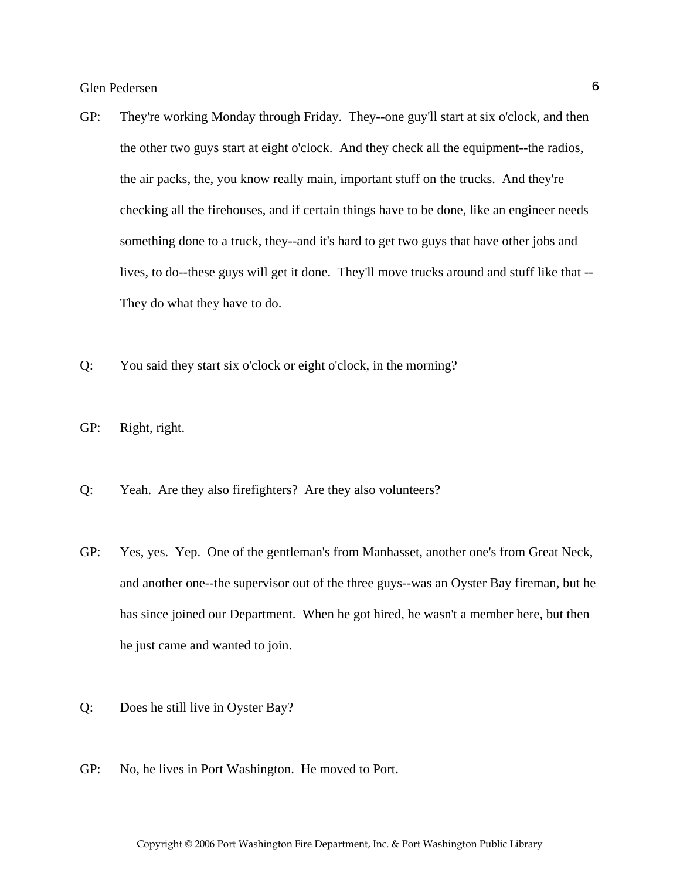GP: They're working Monday through Friday. They--one guy'll start at six o'clock, and then the other two guys start at eight o'clock. And they check all the equipment--the radios, the air packs, the, you know really main, important stuff on the trucks. And they're checking all the firehouses, and if certain things have to be done, like an engineer needs something done to a truck, they--and it's hard to get two guys that have other jobs and lives, to do--these guys will get it done. They'll move trucks around and stuff like that -- They do what they have to do.

Q: You said they start six o'clock or eight o'clock, in the morning?

GP: Right, right.

Q: Yeah. Are they also firefighters? Are they also volunteers?

GP: Yes, yes. Yep. One of the gentleman's from Manhasset, another one's from Great Neck, and another one--the supervisor out of the three guys--was an Oyster Bay fireman, but he has since joined our Department. When he got hired, he wasn't a member here, but then he just came and wanted to join.

Q: Does he still live in Oyster Bay?

GP: No, he lives in Port Washington. He moved to Port.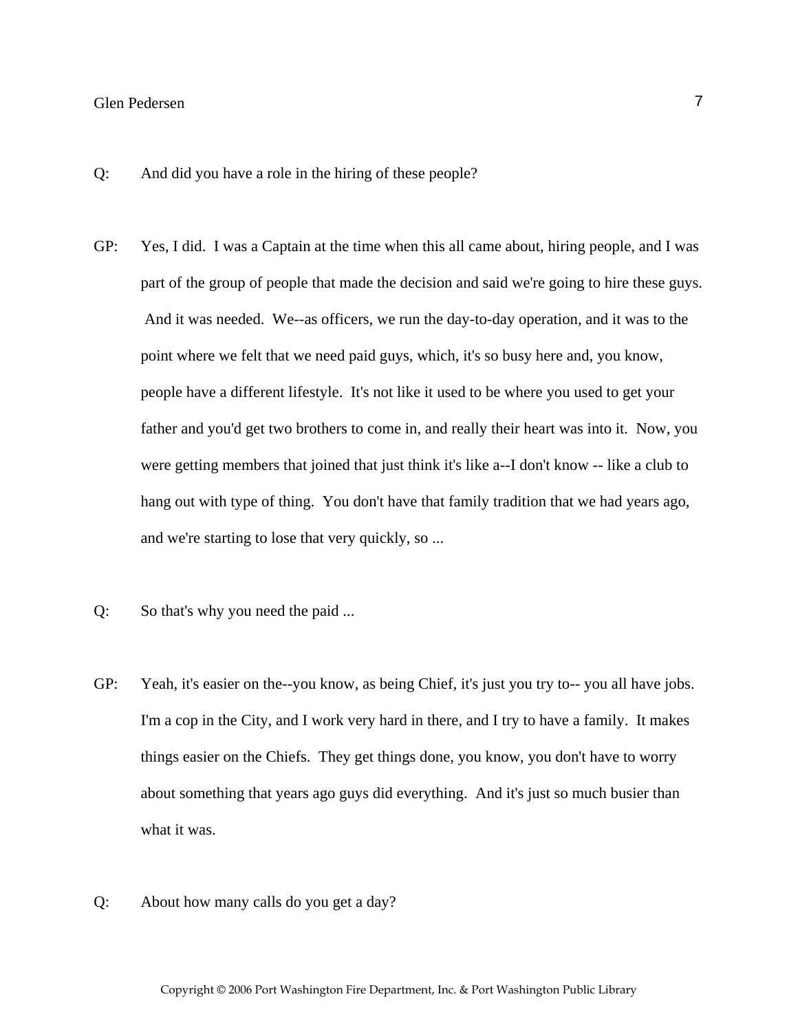Q: And did you have a role in the hiring of these people?

GP: Yes, I did. I was a Captain at the time when this all came about, hiring people, and I was part of the group of people that made the decision and said we're going to hire these guys. And it was needed. We--as officers, we run the day-to-day operation, and it was to the point where we felt that we need paid guys, which, it's so busy here and, you know, people have a different lifestyle. It's not like it used to be where you used to get your father and you'd get two brothers to come in, and really their heart was into it. Now, you were getting members that joined that just think it's like a--I don't know -- like a club to hang out with type of thing. You don't have that family tradition that we had years ago, and we're starting to lose that very quickly, so ...

Q: So that's why you need the paid ...

GP: Yeah, it's easier on the--you know, as being Chief, it's just you try to-- you all have jobs. I'm a cop in the City, and I work very hard in there, and I try to have a family. It makes things easier on the Chiefs. They get things done, you know, you don't have to worry about something that years ago guys did everything. And it's just so much busier than what it was.

Q: About how many calls do you get a day?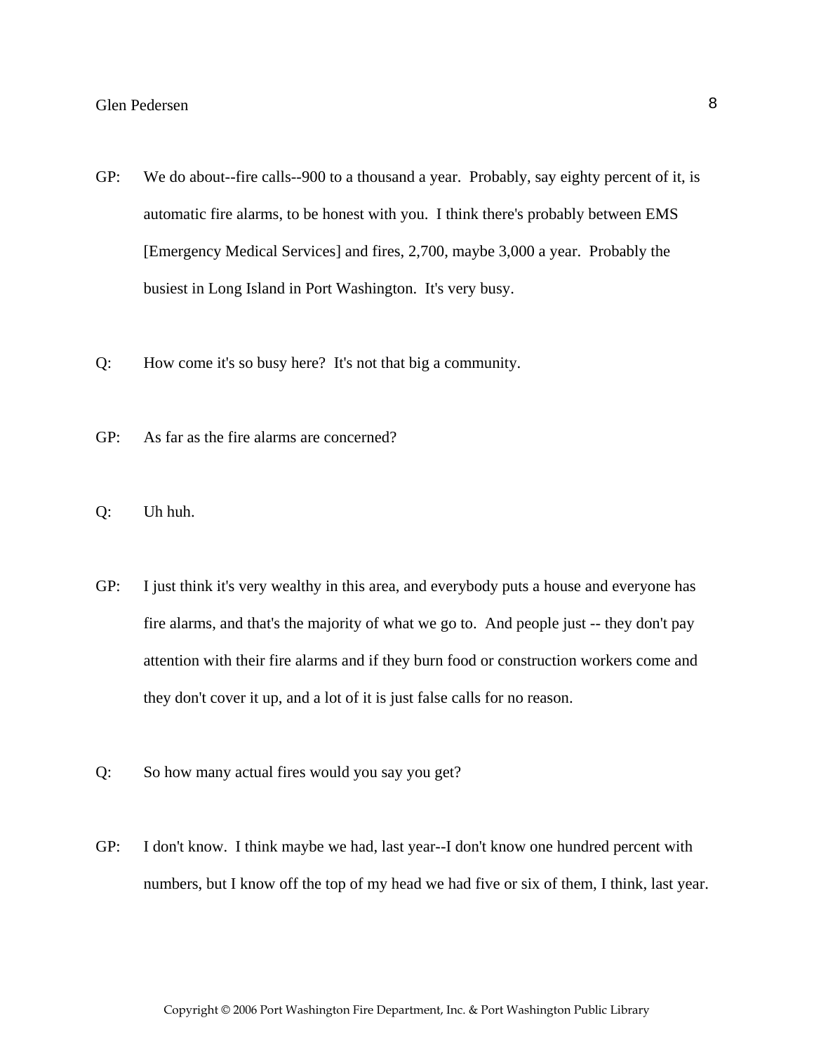GP: We do about--fire calls--900 to a thousand a year. Probably, say eighty percent of it, is automatic fire alarms, to be honest with you. I think there's probably between EMS [Emergency Medical Services] and fires, 2,700, maybe 3,000 a year. Probably the busiest in Long Island in Port Washington. It's very busy.

Q: How come it's so busy here? It's not that big a community.

GP: As far as the fire alarms are concerned?

Q: Uh huh.

GP: I just think it's very wealthy in this area, and everybody puts a house and everyone has fire alarms, and that's the majority of what we go to. And people just -- they don't pay attention with their fire alarms and if they burn food or construction workers come and they don't cover it up, and a lot of it is just false calls for no reason.

Q: So how many actual fires would you say you get?

GP: I don't know. I think maybe we had, last year--I don't know one hundred percent with numbers, but I know off the top of my head we had five or six of them, I think, last year.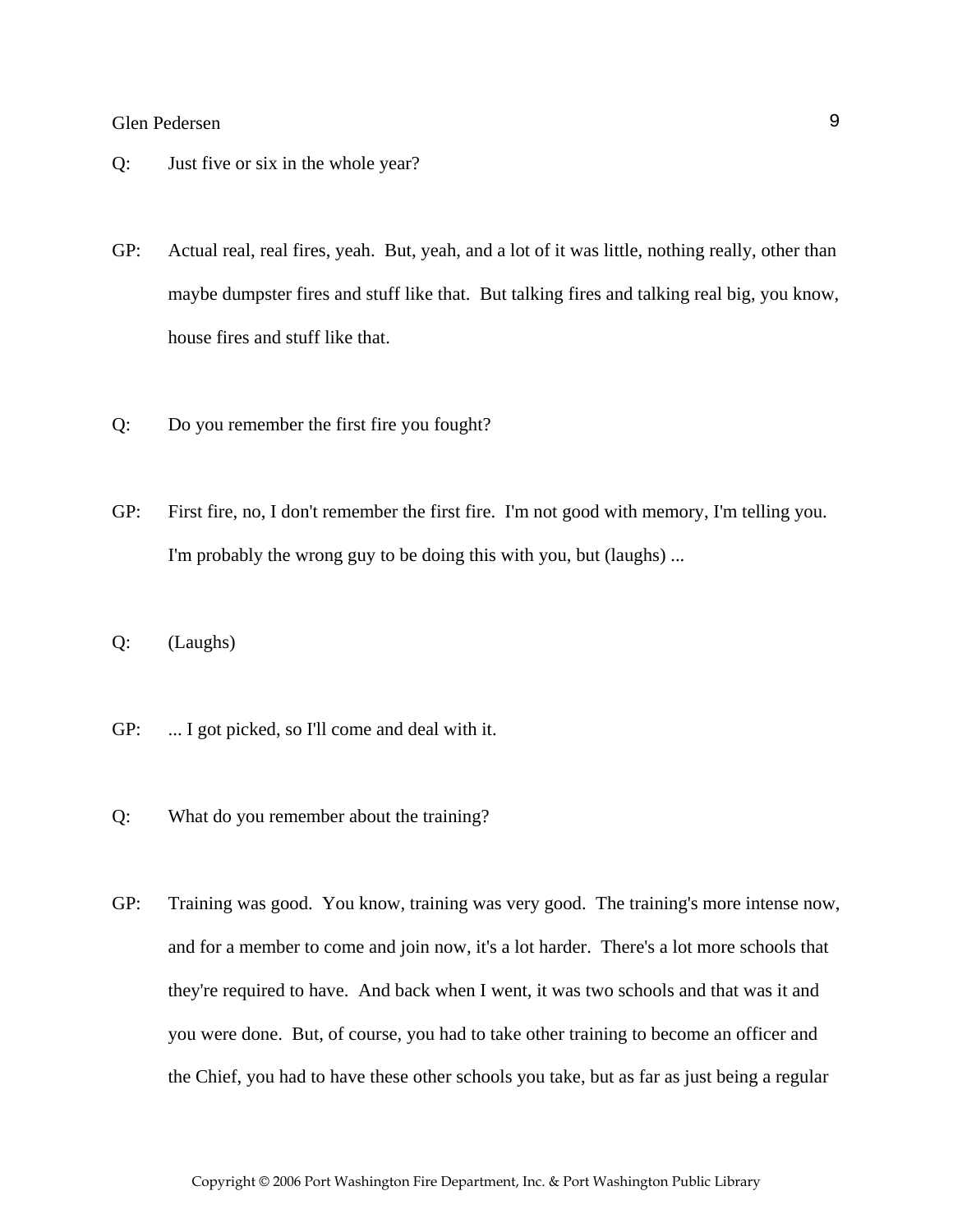Q: Just five or six in the whole year?

GP: Actual real, real fires, yeah. But, yeah, and a lot of it was little, nothing really, other than maybe dumpster fires and stuff like that. But talking fires and talking real big, you know, house fires and stuff like that.

Q: Do you remember the first fire you fought?

GP: First fire, no, I don't remember the first fire. I'm not good with memory, I'm telling you. I'm probably the wrong guy to be doing this with you, but (laughs) ...

Q: (Laughs)

GP: ... I got picked, so I'll come and deal with it.

Q: What do you remember about the training?

GP: Training was good. You know, training was very good. The training's more intense now, and for a member to come and join now, it's a lot harder. There's a lot more schools that they're required to have. And back when I went, it was two schools and that was it and you were done. But, of course, you had to take other training to become an officer and the Chief, you had to have these other schools you take, but as far as just being a regular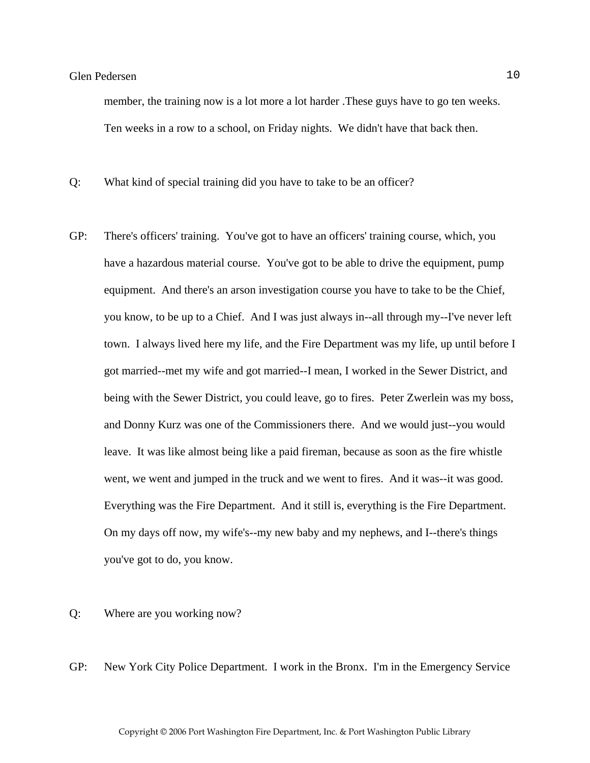member, the training now is a lot more a lot harder .These guys have to go ten weeks. Ten weeks in a row to a school, on Friday nights. We didn't have that back then.

Q: What kind of special training did you have to take to be an officer?

GP: There's officers' training. You've got to have an officers' training course, which, you have a hazardous material course. You've got to be able to drive the equipment, pump equipment. And there's an arson investigation course you have to take to be the Chief, you know, to be up to a Chief. And I was just always in--all through my--I've never left town. I always lived here my life, and the Fire Department was my life, up until before I got married--met my wife and got married--I mean, I worked in the Sewer District, and being with the Sewer District, you could leave, go to fires. Peter Zwerlein was my boss, and Donny Kurz was one of the Commissioners there. And we would just--you would leave. It was like almost being like a paid fireman, because as soon as the fire whistle went, we went and jumped in the truck and we went to fires. And it was--it was good. Everything was the Fire Department. And it still is, everything is the Fire Department. On my days off now, my wife's--my new baby and my nephews, and I--there's things you've got to do, you know.

Q: Where are you working now?

GP: New York City Police Department. I work in the Bronx. I'm in the Emergency Service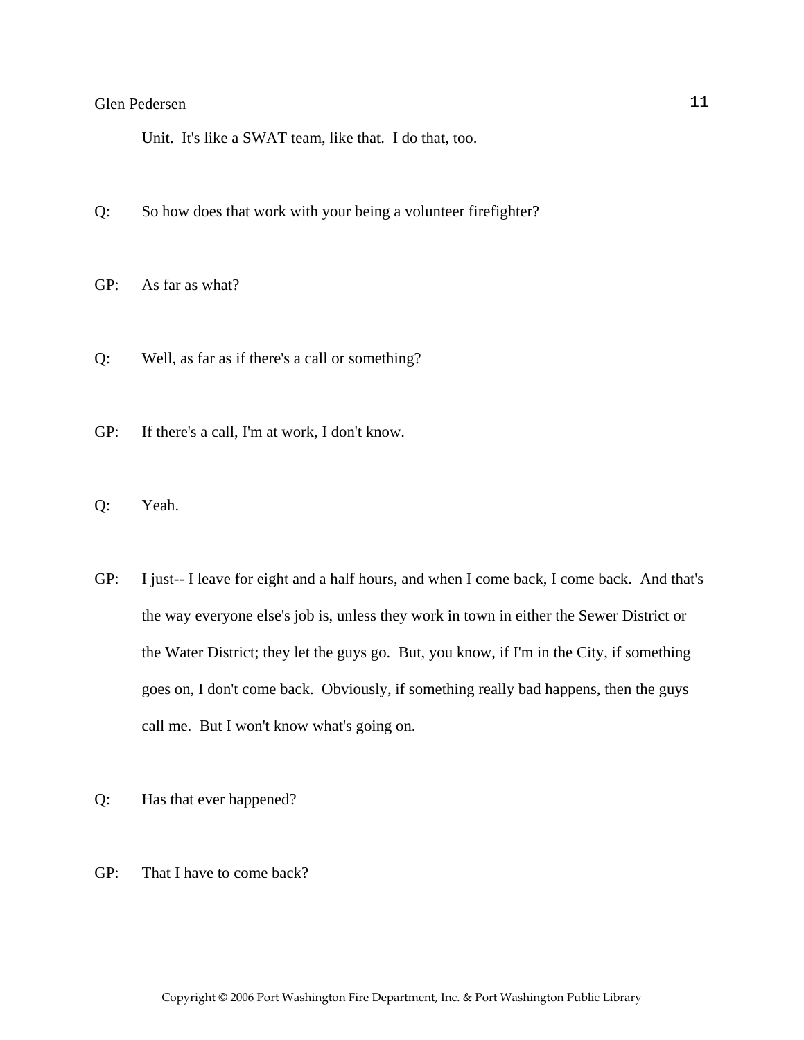Unit. It's like a SWAT team, like that. I do that, too.

Q: So how does that work with your being a volunteer firefighter?

GP: As far as what?

Q: Well, as far as if there's a call or something?

GP: If there's a call, I'm at work, I don't know.

Q: Yeah.

GP: I just-- I leave for eight and a half hours, and when I come back, I come back. And that's the way everyone else's job is, unless they work in town in either the Sewer District or the Water District; they let the guys go. But, you know, if I'm in the City, if something goes on, I don't come back. Obviously, if something really bad happens, then the guys call me. But I won't know what's going on.

Q: Has that ever happened?

GP: That I have to come back?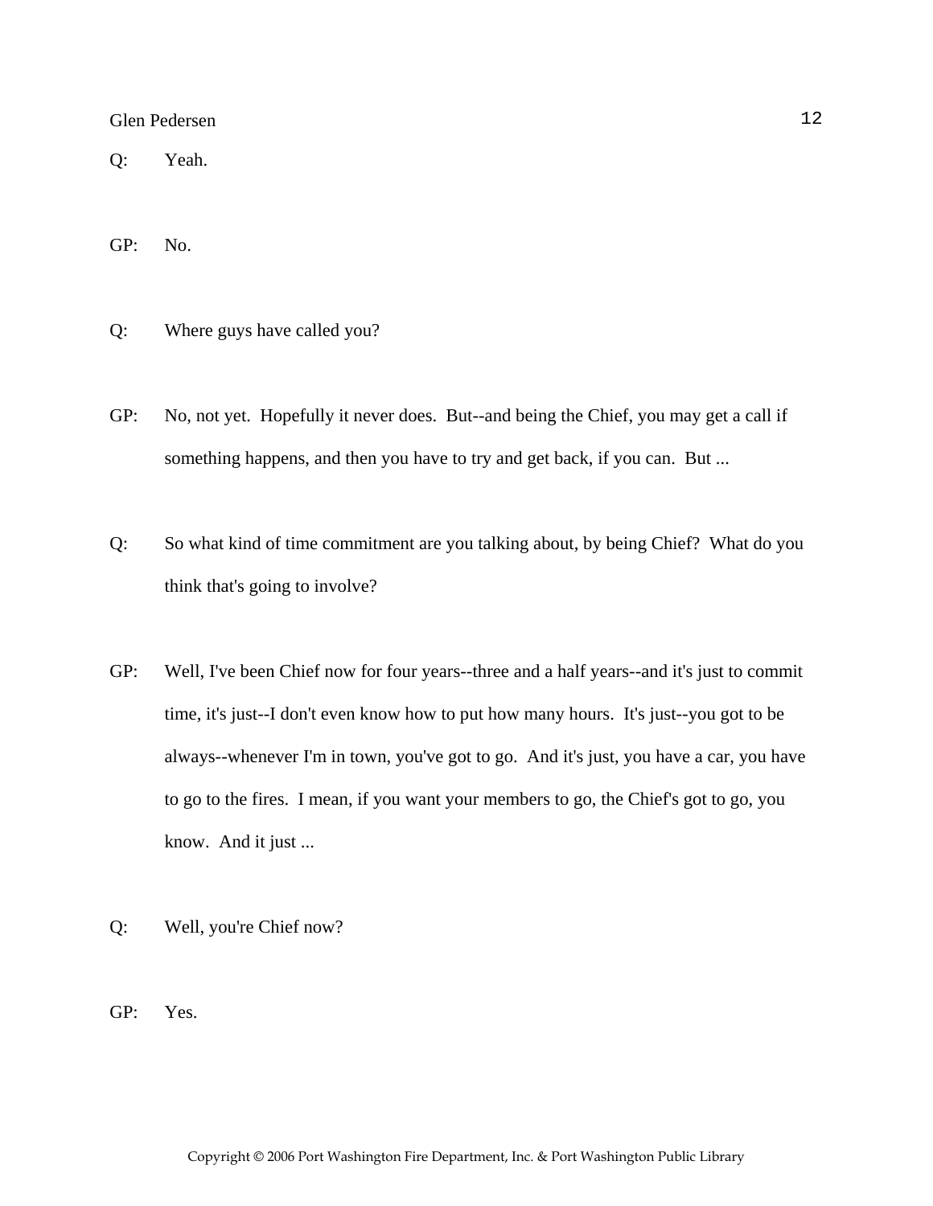Q: Yeah.

GP: No.

Q: Where guys have called you?

GP: No, not yet. Hopefully it never does. But--and being the Chief, you may get a call if something happens, and then you have to try and get back, if you can. But ...

Q: So what kind of time commitment are you talking about, by being Chief? What do you think that's going to involve?

GP: Well, I've been Chief now for four years--three and a half years--and it's just to commit time, it's just--I don't even know how to put how many hours. It's just--you got to be always--whenever I'm in town, you've got to go. And it's just, you have a car, you have to go to the fires. I mean, if you want your members to go, the Chief's got to go, you know. And it just ...

Q: Well, you're Chief now?

GP: Yes.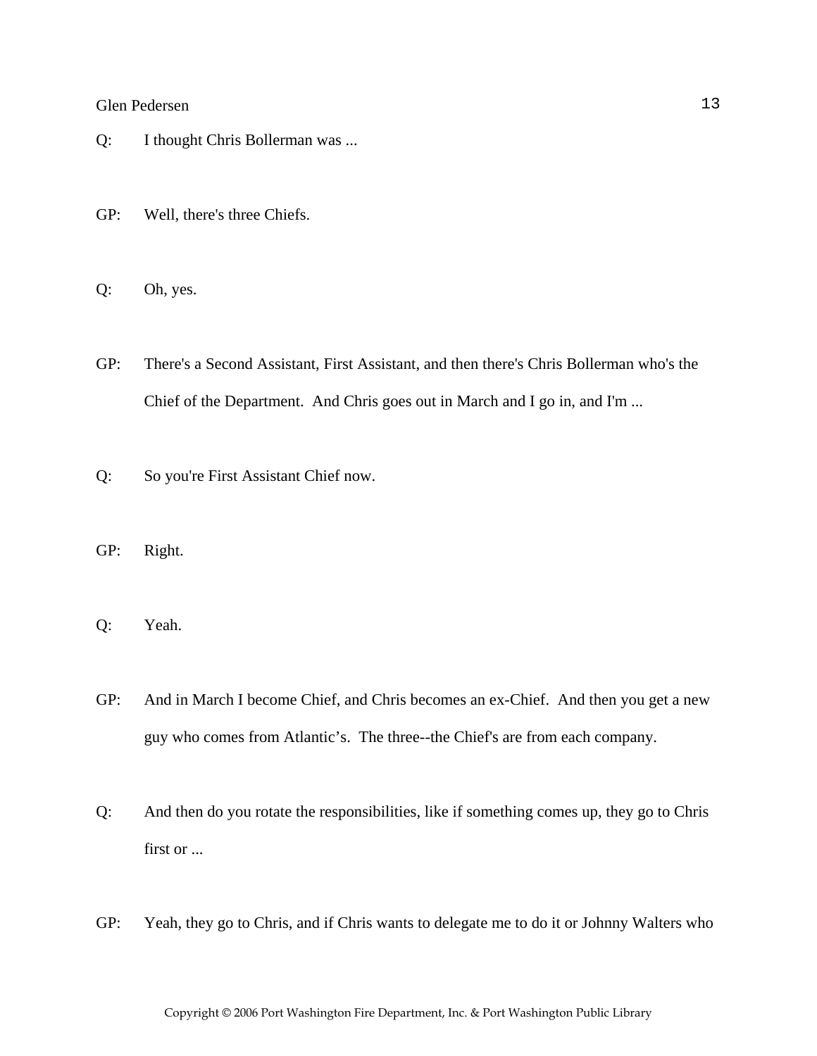Q: I thought Chris Bollerman was ...

GP: Well, there's three Chiefs.

Q: Oh, yes.

GP: There's a Second Assistant, First Assistant, and then there's Chris Bollerman who's the Chief of the Department. And Chris goes out in March and I go in, and I'm ...

Q: So you're First Assistant Chief now.

GP: Right.

Q: Yeah.

GP: And in March I become Chief, and Chris becomes an ex-Chief. And then you get a new guy who comes from Atlantic's. The three--the Chief's are from each company.

Q: And then do you rotate the responsibilities, like if something comes up, they go to Chris first or ...

GP: Yeah, they go to Chris, and if Chris wants to delegate me to do it or Johnny Walters who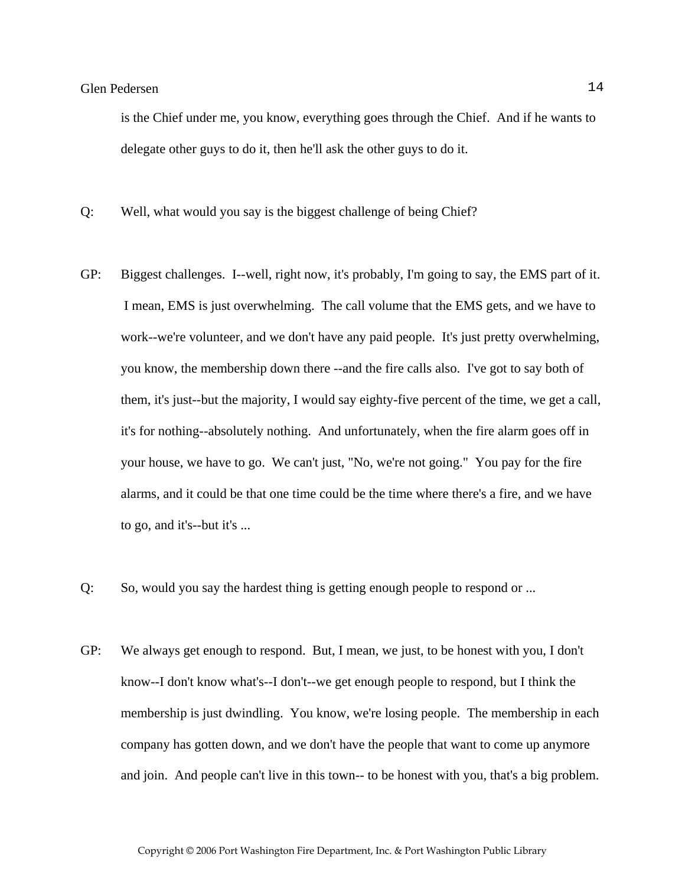is the Chief under me, you know, everything goes through the Chief. And if he wants to delegate other guys to do it, then he'll ask the other guys to do it.

Q: Well, what would you say is the biggest challenge of being Chief?

GP: Biggest challenges. I--well, right now, it's probably, I'm going to say, the EMS part of it. I mean, EMS is just overwhelming. The call volume that the EMS gets, and we have to work--we're volunteer, and we don't have any paid people. It's just pretty overwhelming, you know, the membership down there --and the fire calls also. I've got to say both of them, it's just--but the majority, I would say eighty-five percent of the time, we get a call, it's for nothing--absolutely nothing. And unfortunately, when the fire alarm goes off in your house, we have to go. We can't just, "No, we're not going." You pay for the fire alarms, and it could be that one time could be the time where there's a fire, and we have to go, and it's--but it's ...

Q: So, would you say the hardest thing is getting enough people to respond or ...

GP: We always get enough to respond. But, I mean, we just, to be honest with you, I don't know--I don't know what's--I don't--we get enough people to respond, but I think the membership is just dwindling. You know, we're losing people. The membership in each company has gotten down, and we don't have the people that want to come up anymore and join. And people can't live in this town-- to be honest with you, that's a big problem.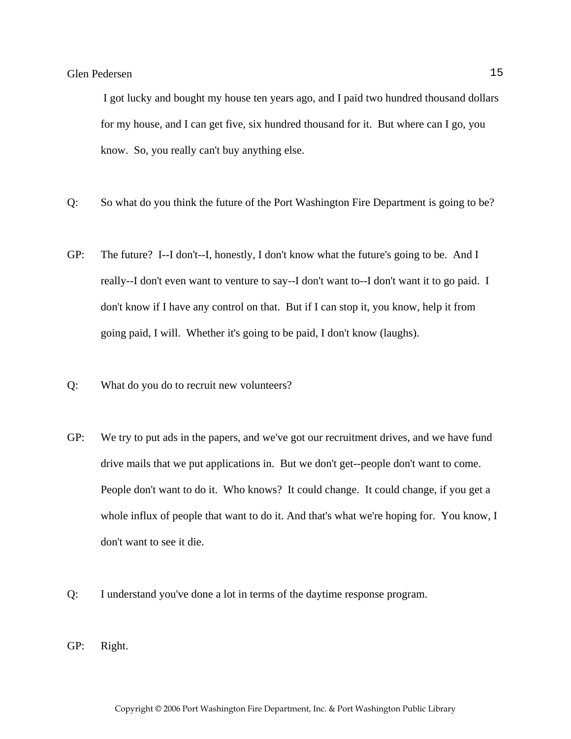I got lucky and bought my house ten years ago, and I paid two hundred thousand dollars for my house, and I can get five, six hundred thousand for it. But where can I go, you know. So, you really can't buy anything else.

Q: So what do you think the future of the Port Washington Fire Department is going to be?

GP: The future? I--I don't--I, honestly, I don't know what the future's going to be. And I really--I don't even want to venture to say--I don't want to--I don't want it to go paid. I don't know if I have any control on that. But if I can stop it, you know, help it from going paid, I will. Whether it's going to be paid, I don't know (laughs).

Q: What do you do to recruit new volunteers?

GP: We try to put ads in the papers, and we've got our recruitment drives, and we have fund drive mails that we put applications in. But we don't get--people don't want to come. People don't want to do it. Who knows? It could change. It could change, if you get a whole influx of people that want to do it. And that's what we're hoping for. You know, I don't want to see it die.

Q: I understand you've done a lot in terms of the daytime response program.

GP: Right.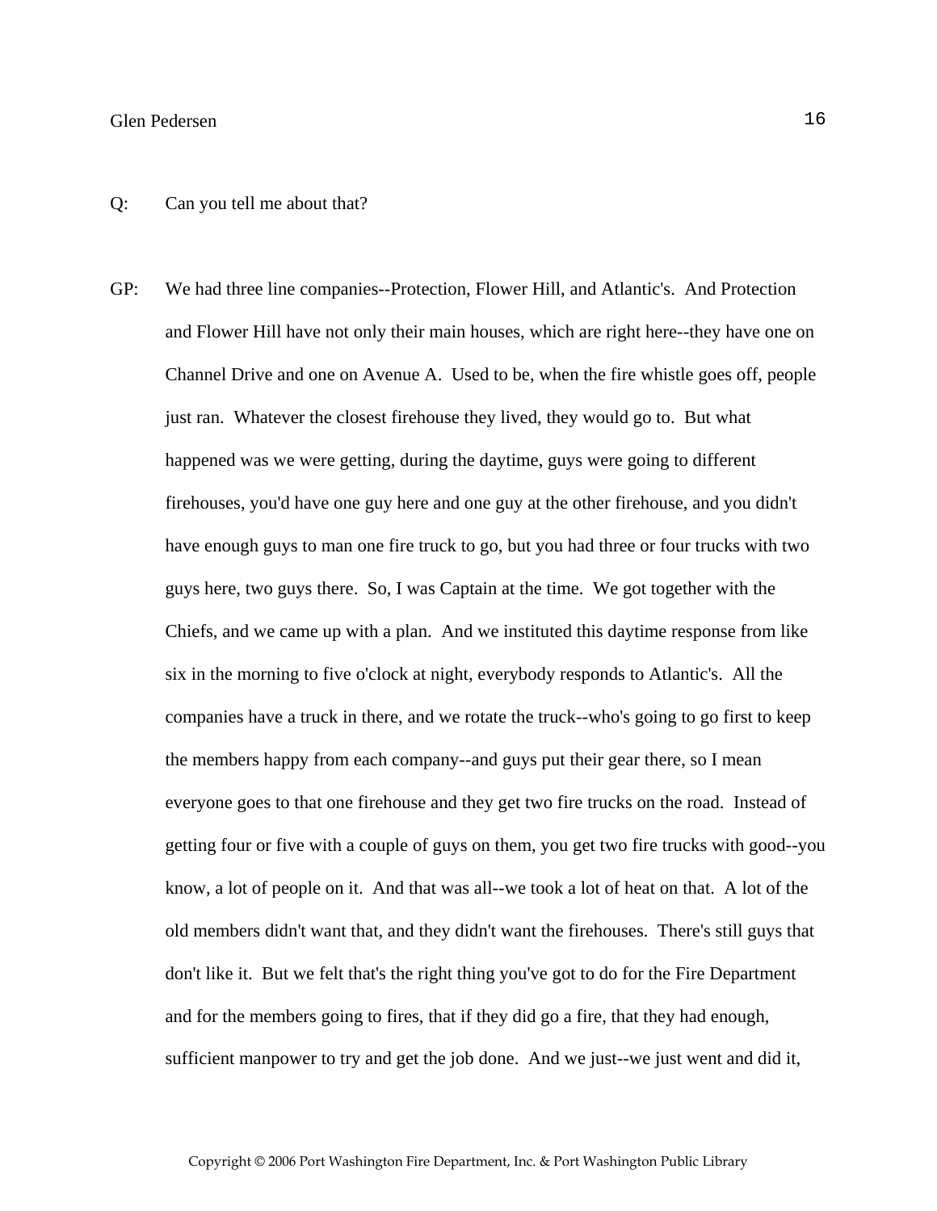Q: Can you tell me about that?

GP: We had three line companies--Protection, Flower Hill, and Atlantic's. And Protection and Flower Hill have not only their main houses, which are right here--they have one on Channel Drive and one on Avenue A. Used to be, when the fire whistle goes off, people just ran. Whatever the closest firehouse they lived, they would go to. But what happened was we were getting, during the daytime, guys were going to different firehouses, you'd have one guy here and one guy at the other firehouse, and you didn't have enough guys to man one fire truck to go, but you had three or four trucks with two guys here, two guys there. So, I was Captain at the time. We got together with the Chiefs, and we came up with a plan. And we instituted this daytime response from like six in the morning to five o'clock at night, everybody responds to Atlantic's. All the companies have a truck in there, and we rotate the truck--who's going to go first to keep the members happy from each company--and guys put their gear there, so I mean everyone goes to that one firehouse and they get two fire trucks on the road. Instead of getting four or five with a couple of guys on them, you get two fire trucks with good--you know, a lot of people on it. And that was all--we took a lot of heat on that. A lot of the old members didn't want that, and they didn't want the firehouses. There's still guys that don't like it. But we felt that's the right thing you've got to do for the Fire Department and for the members going to fires, that if they did go a fire, that they had enough, sufficient manpower to try and get the job done. And we just--we just went and did it,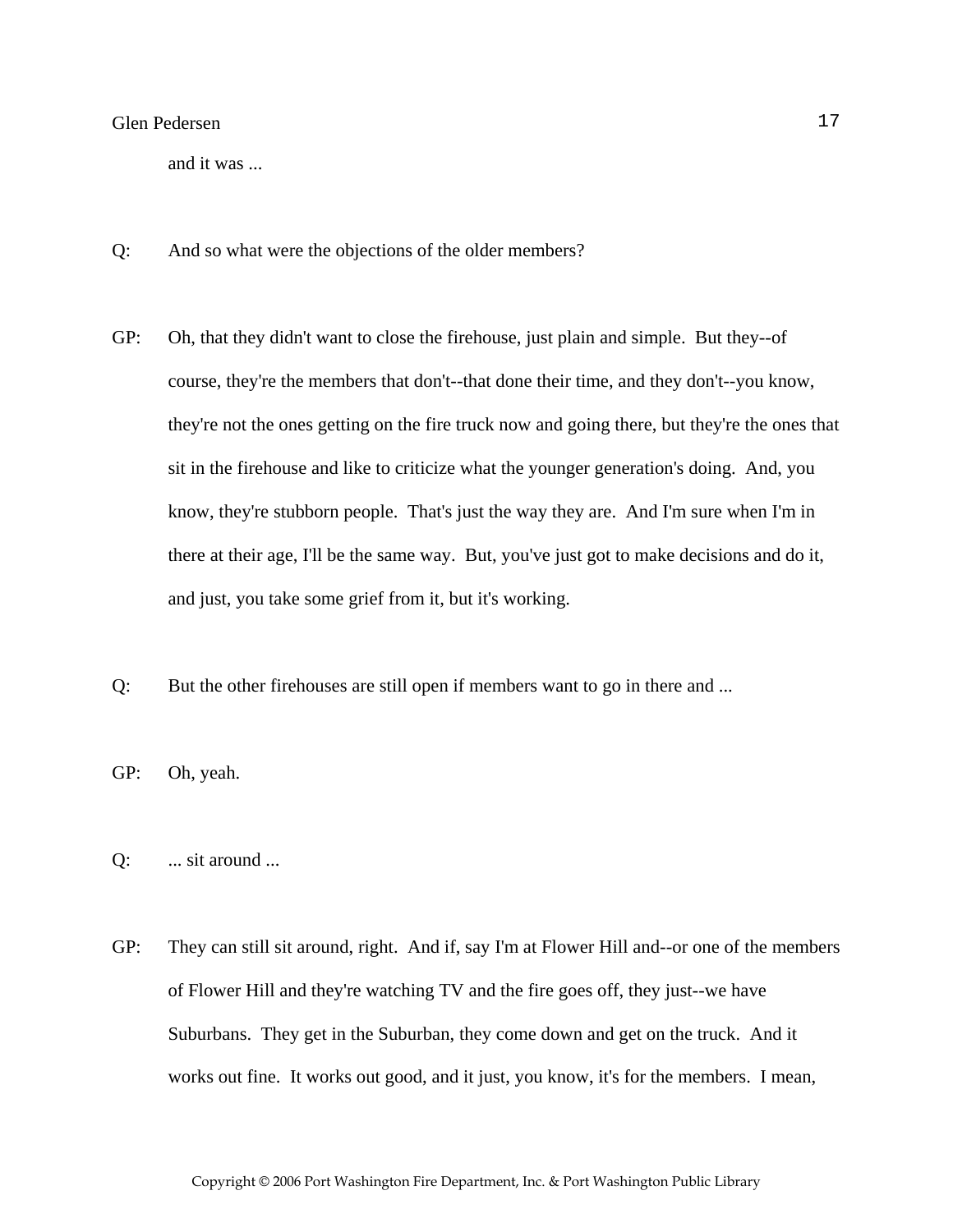and it was ...

Q: And so what were the objections of the older members?

GP: Oh, that they didn't want to close the firehouse, just plain and simple. But they--of course, they're the members that don't--that done their time, and they don't--you know, they're not the ones getting on the fire truck now and going there, but they're the ones that sit in the firehouse and like to criticize what the younger generation's doing. And, you know, they're stubborn people. That's just the way they are. And I'm sure when I'm in there at their age, I'll be the same way. But, you've just got to make decisions and do it, and just, you take some grief from it, but it's working.

Q: But the other firehouses are still open if members want to go in there and ...

GP: Oh, yeah.

Q: ... sit around ...

GP: They can still sit around, right. And if, say I'm at Flower Hill and--or one of the members of Flower Hill and they're watching TV and the fire goes off, they just--we have Suburbans. They get in the Suburban, they come down and get on the truck. And it works out fine. It works out good, and it just, you know, it's for the members. I mean,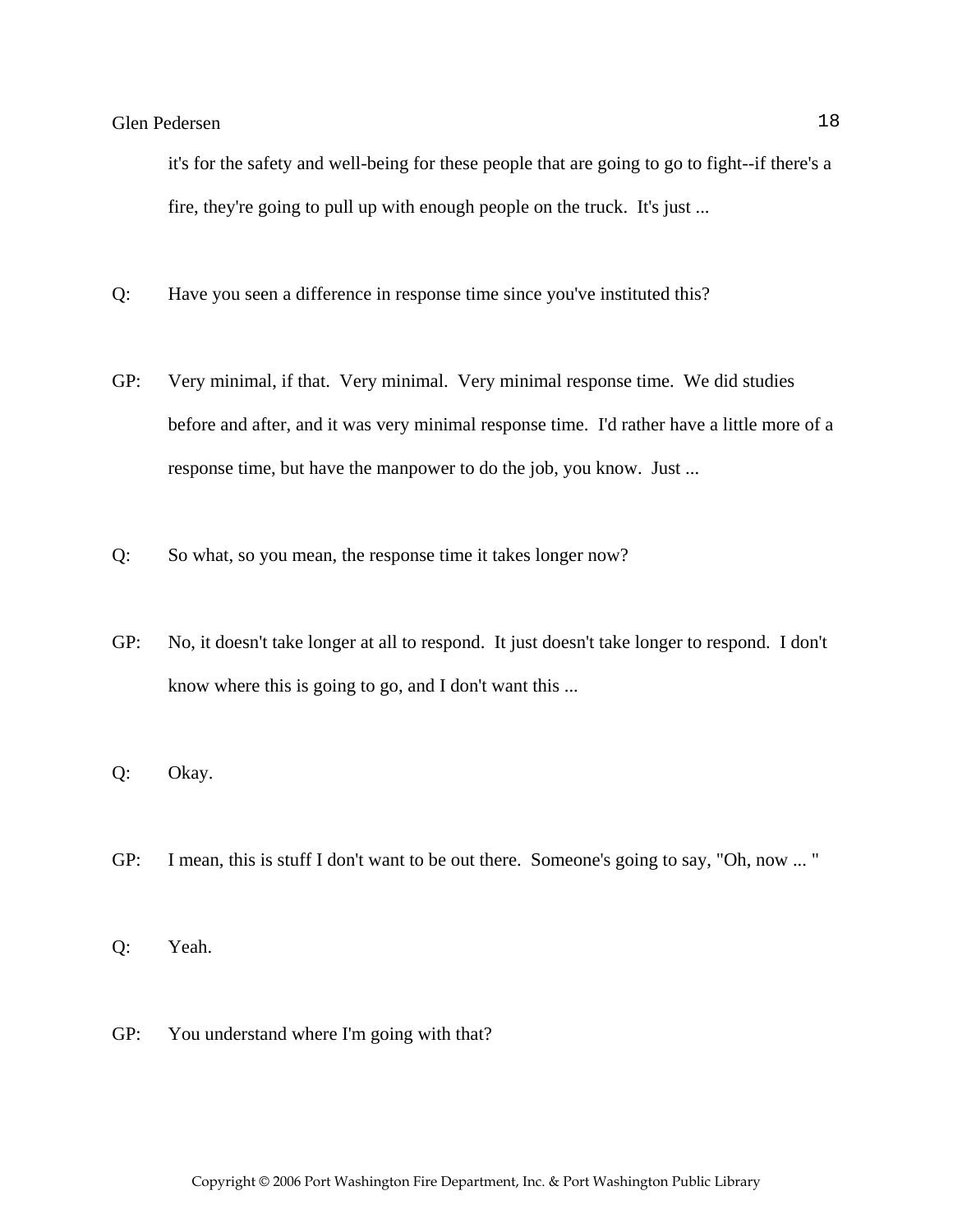it's for the safety and well-being for these people that are going to go to fight--if there's a fire, they're going to pull up with enough people on the truck. It's just ...

Q: Have you seen a difference in response time since you've instituted this?

GP: Very minimal, if that. Very minimal. Very minimal response time. We did studies before and after, and it was very minimal response time. I'd rather have a little more of a response time, but have the manpower to do the job, you know. Just ...

Q: So what, so you mean, the response time it takes longer now?

GP: No, it doesn't take longer at all to respond. It just doesn't take longer to respond. I don't know where this is going to go, and I don't want this ...

Q: Okay.

GP: I mean, this is stuff I don't want to be out there. Someone's going to say, "Oh, now ... "

Q: Yeah.

GP: You understand where I'm going with that?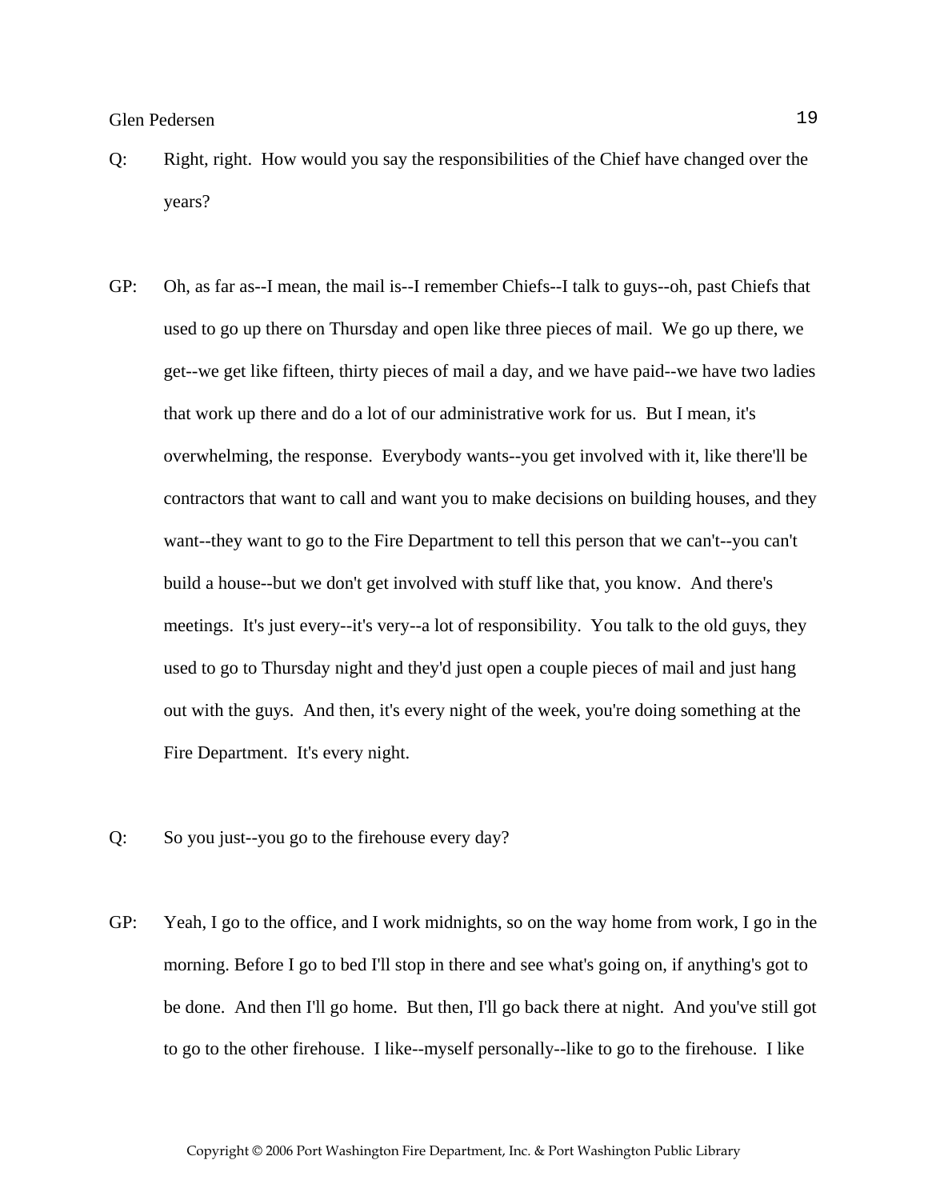Q: Right, right. How would you say the responsibilities of the Chief have changed over the years?

GP: Oh, as far as--I mean, the mail is--I remember Chiefs--I talk to guys--oh, past Chiefs that used to go up there on Thursday and open like three pieces of mail. We go up there, we get--we get like fifteen, thirty pieces of mail a day, and we have paid--we have two ladies that work up there and do a lot of our administrative work for us. But I mean, it's overwhelming, the response. Everybody wants--you get involved with it, like there'll be contractors that want to call and want you to make decisions on building houses, and they want--they want to go to the Fire Department to tell this person that we can't--you can't build a house--but we don't get involved with stuff like that, you know. And there's meetings. It's just every--it's very--a lot of responsibility. You talk to the old guys, they used to go to Thursday night and they'd just open a couple pieces of mail and just hang out with the guys. And then, it's every night of the week, you're doing something at the Fire Department. It's every night.

Q: So you just--you go to the firehouse every day?

GP: Yeah, I go to the office, and I work midnights, so on the way home from work, I go in the morning. Before I go to bed I'll stop in there and see what's going on, if anything's got to be done. And then I'll go home. But then, I'll go back there at night. And you've still got to go to the other firehouse. I like--myself personally--like to go to the firehouse. I like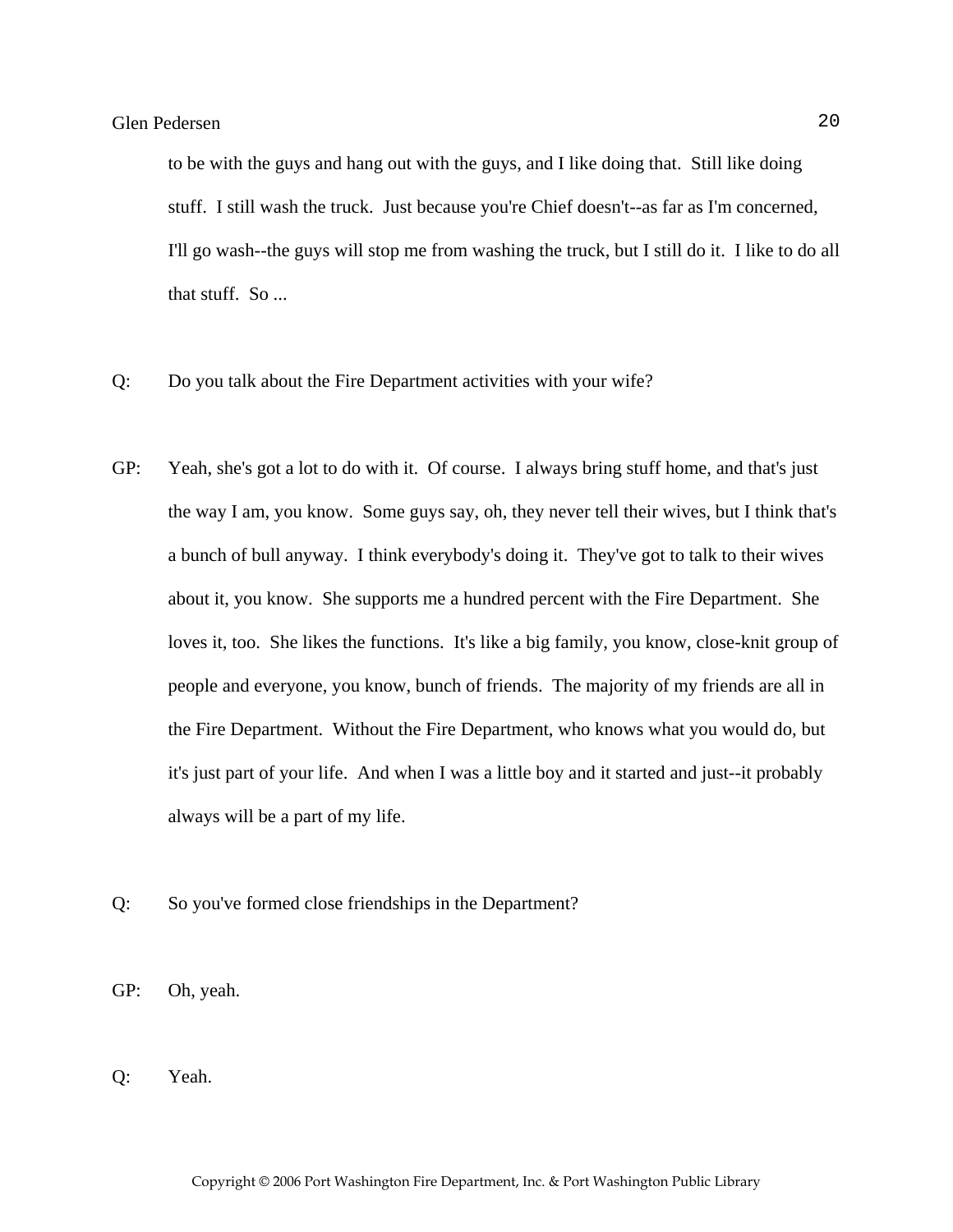to be with the guys and hang out with the guys, and I like doing that. Still like doing stuff. I still wash the truck. Just because you're Chief doesn't--as far as I'm concerned, I'll go wash--the guys will stop me from washing the truck, but I still do it. I like to do all that stuff. So ...

Q: Do you talk about the Fire Department activities with your wife?

GP: Yeah, she's got a lot to do with it. Of course. I always bring stuff home, and that's just the way I am, you know. Some guys say, oh, they never tell their wives, but I think that's a bunch of bull anyway. I think everybody's doing it. They've got to talk to their wives about it, you know. She supports me a hundred percent with the Fire Department. She loves it, too. She likes the functions. It's like a big family, you know, close-knit group of people and everyone, you know, bunch of friends. The majority of my friends are all in the Fire Department. Without the Fire Department, who knows what you would do, but it's just part of your life. And when I was a little boy and it started and just--it probably always will be a part of my life.

Q: So you've formed close friendships in the Department?

GP: Oh, yeah.

Q: Yeah.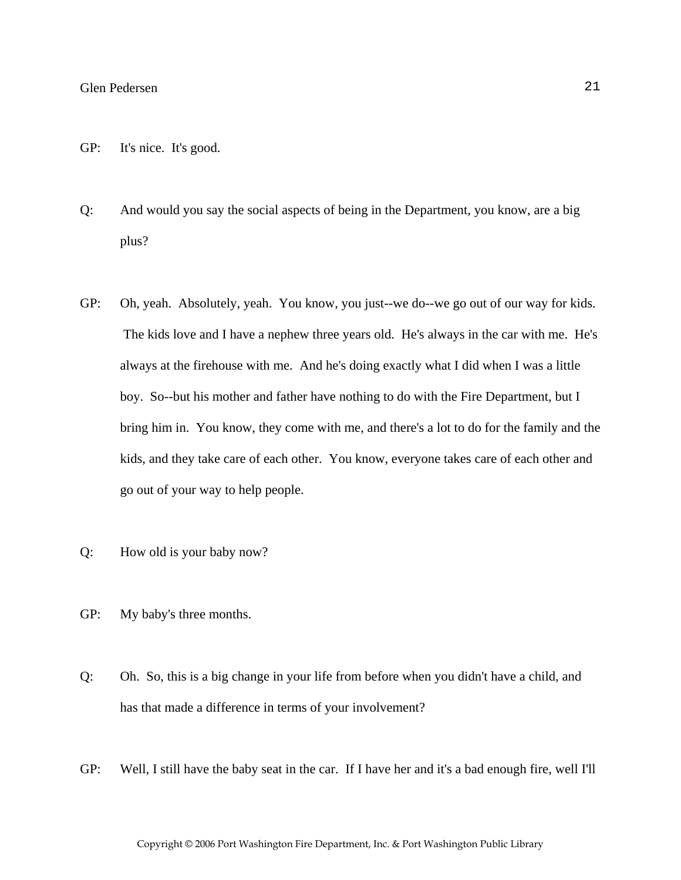GP: It's nice. It's good.

Q: And would you say the social aspects of being in the Department, you know, are a big plus?

GP: Oh, yeah. Absolutely, yeah. You know, you just--we do--we go out of our way for kids. The kids love and I have a nephew three years old. He's always in the car with me. He's always at the firehouse with me. And he's doing exactly what I did when I was a little boy. So--but his mother and father have nothing to do with the Fire Department, but I bring him in. You know, they come with me, and there's a lot to do for the family and the kids, and they take care of each other. You know, everyone takes care of each other and go out of your way to help people.

Q: How old is your baby now?

GP: My baby's three months.

Q: Oh. So, this is a big change in your life from before when you didn't have a child, and has that made a difference in terms of your involvement?

GP: Well, I still have the baby seat in the car. If I have her and it's a bad enough fire, well I'll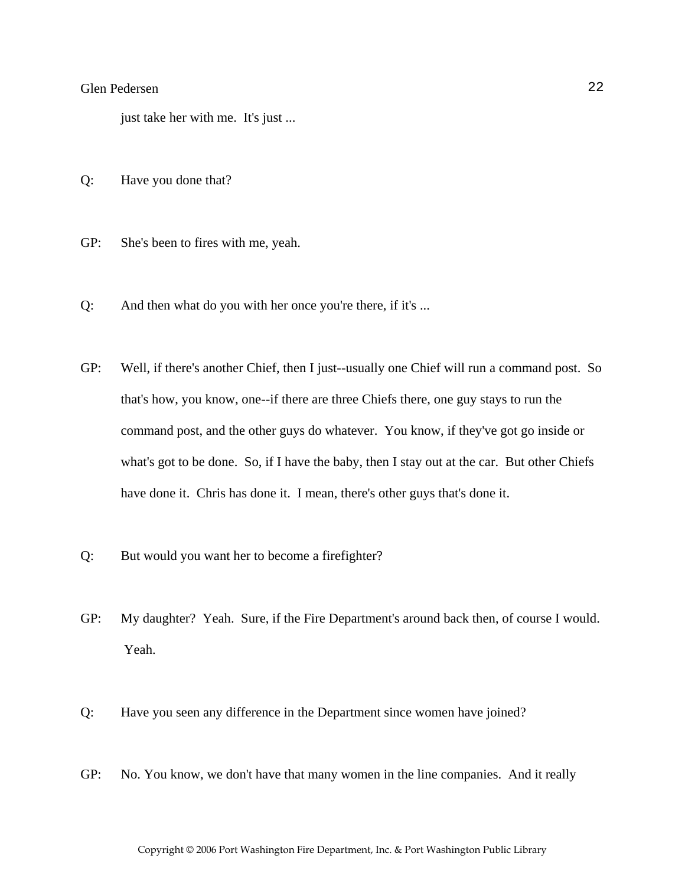just take her with me. It's just ...

Q: Have you done that?

GP: She's been to fires with me, yeah.

Q: And then what do you with her once you're there, if it's ...

GP: Well, if there's another Chief, then I just--usually one Chief will run a command post. So that's how, you know, one--if there are three Chiefs there, one guy stays to run the command post, and the other guys do whatever. You know, if they've got go inside or what's got to be done. So, if I have the baby, then I stay out at the car. But other Chiefs have done it. Chris has done it. I mean, there's other guys that's done it.

Q: But would you want her to become a firefighter?

GP: My daughter? Yeah. Sure, if the Fire Department's around back then, of course I would. Yeah.

Q: Have you seen any difference in the Department since women have joined?

GP: No. You know, we don't have that many women in the line companies. And it really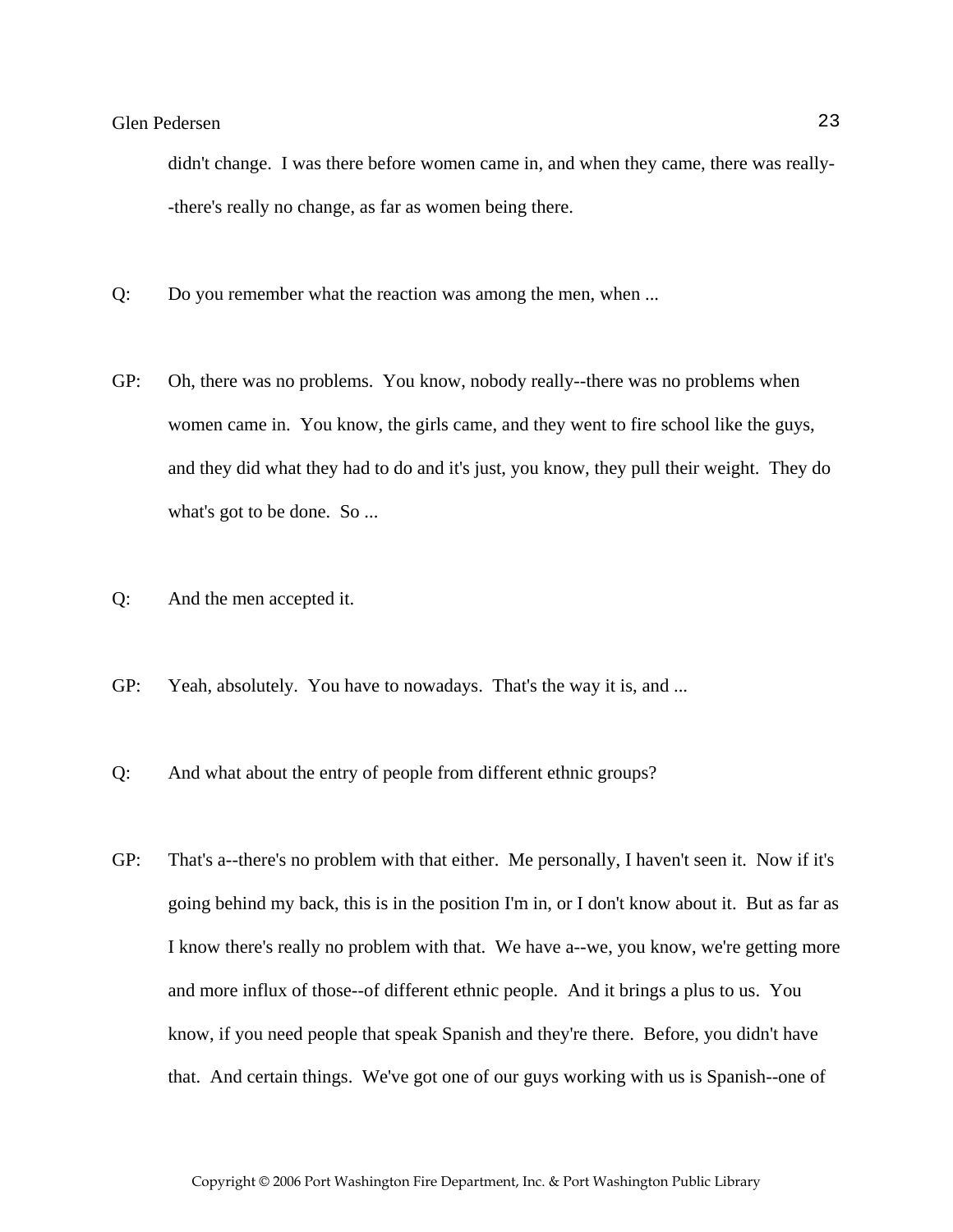didn't change. I was there before women came in, and when they came, there was really--there's really no change, as far as women being there.

Q: Do you remember what the reaction was among the men, when ...

GP: Oh, there was no problems. You know, nobody really--there was no problems when women came in. You know, the girls came, and they went to fire school like the guys, and they did what they had to do and it's just, you know, they pull their weight. They do what's got to be done. So ...

Q: And the men accepted it.

GP: Yeah, absolutely. You have to nowadays. That's the way it is, and ...

Q: And what about the entry of people from different ethnic groups?

GP: That's a--there's no problem with that either. Me personally, I haven't seen it. Now if it's going behind my back, this is in the position I'm in, or I don't know about it. But as far as I know there's really no problem with that. We have a--we, you know, we're getting more and more influx of those--of different ethnic people. And it brings a plus to us. You know, if you need people that speak Spanish and they're there. Before, you didn't have that. And certain things. We've got one of our guys working with us is Spanish--one of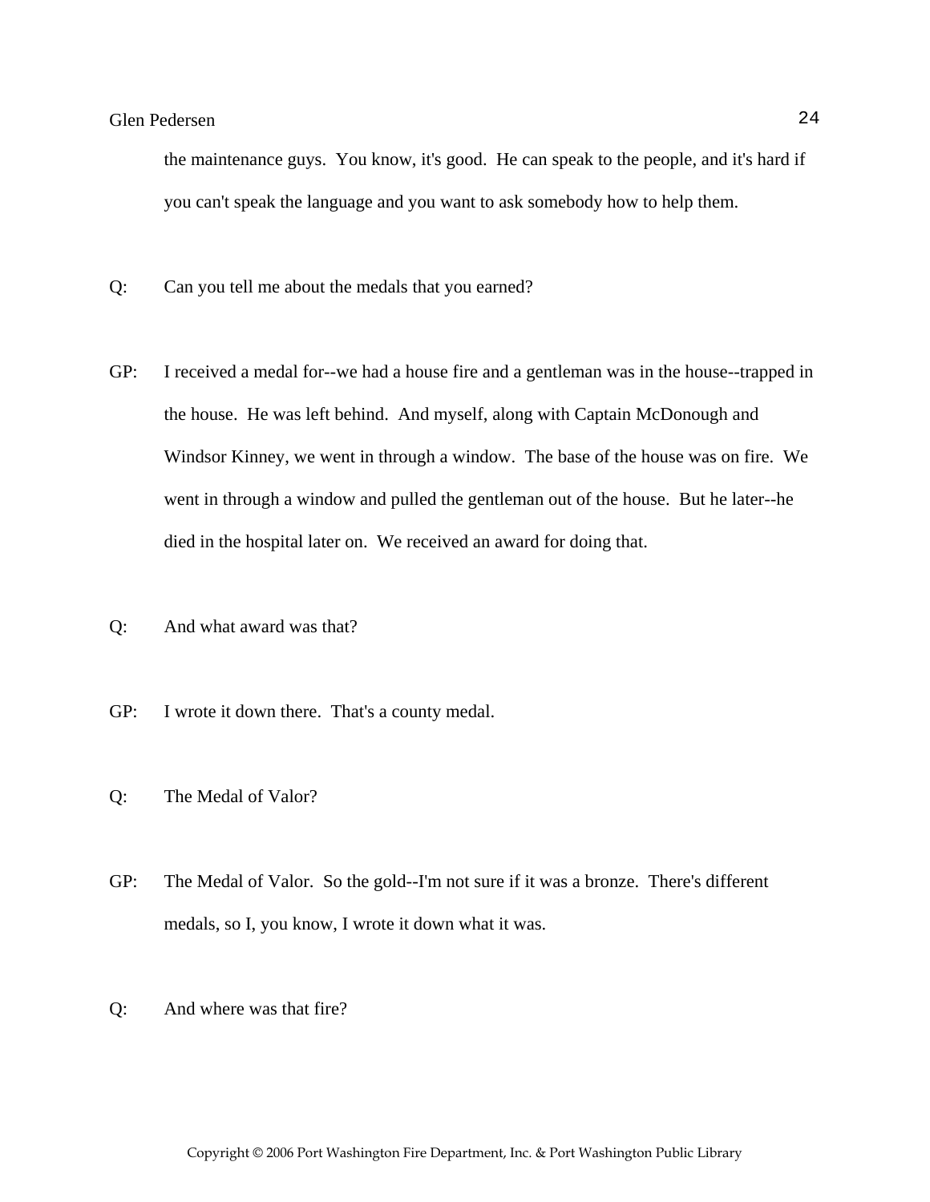the maintenance guys. You know, it's good. He can speak to the people, and it's hard if you can't speak the language and you want to ask somebody how to help them.

Q: Can you tell me about the medals that you earned?

GP: I received a medal for--we had a house fire and a gentleman was in the house--trapped in the house. He was left behind. And myself, along with Captain McDonough and Windsor Kinney, we went in through a window. The base of the house was on fire. We went in through a window and pulled the gentleman out of the house. But he later--he died in the hospital later on. We received an award for doing that.

Q: And what award was that?

GP: I wrote it down there. That's a county medal.

Q: The Medal of Valor?

GP: The Medal of Valor. So the gold--I'm not sure if it was a bronze. There's different medals, so I, you know, I wrote it down what it was.

Q: And where was that fire?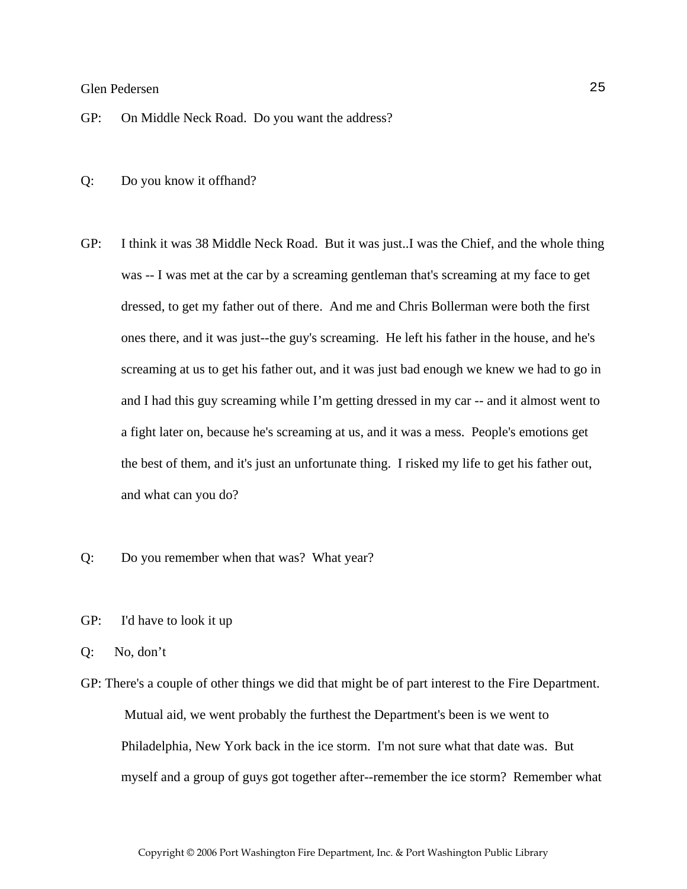GP: On Middle Neck Road. Do you want the address?

Q: Do you know it offhand?

GP: I think it was 38 Middle Neck Road. But it was just..I was the Chief, and the whole thing was -- I was met at the car by a screaming gentleman that's screaming at my face to get dressed, to get my father out of there. And me and Chris Bollerman were both the first ones there, and it was just--the guy's screaming. He left his father in the house, and he's screaming at us to get his father out, and it was just bad enough we knew we had to go in and I had this guy screaming while I'm getting dressed in my car -- and it almost went to a fight later on, because he's screaming at us, and it was a mess. People's emotions get the best of them, and it's just an unfortunate thing. I risked my life to get his father out, and what can you do?

Q: Do you remember when that was? What year?

GP: I'd have to look it up

Q: No, don't

GP: There's a couple of other things we did that might be of part interest to the Fire Department. Mutual aid, we went probably the furthest the Department's been is we went to Philadelphia, New York back in the ice storm. I'm not sure what that date was. But myself and a group of guys got together after--remember the ice storm? Remember what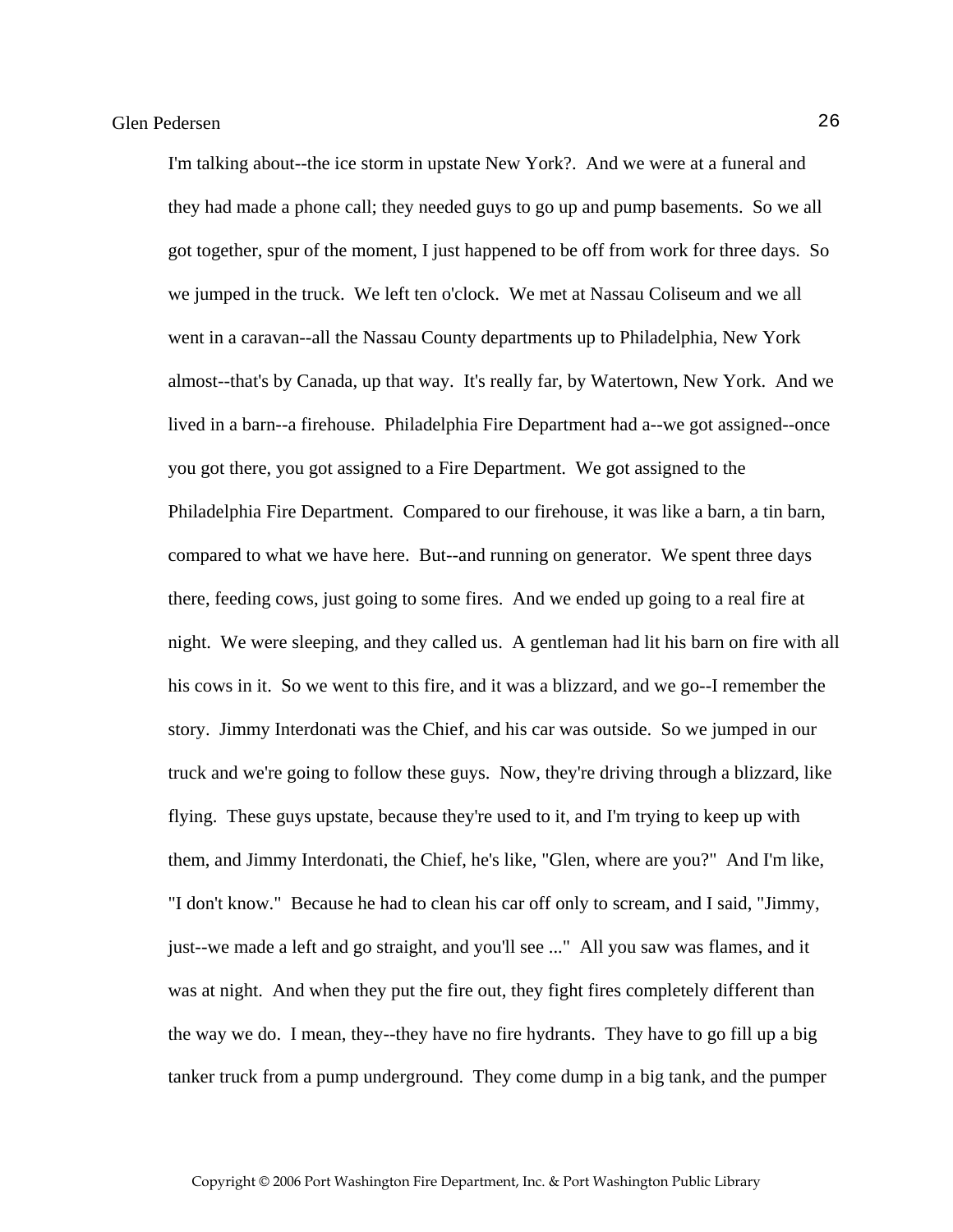I'm talking about--the ice storm in upstate New York?. And we were at a funeral and they had made a phone call; they needed guys to go up and pump basements. So we all got together, spur of the moment, I just happened to be off from work for three days. So we jumped in the truck. We left ten o'clock. We met at Nassau Coliseum and we all went in a caravan--all the Nassau County departments up to Philadelphia, New York almost--that's by Canada, up that way. It's really far, by Watertown, New York. And we lived in a barn--a firehouse. Philadelphia Fire Department had a--we got assigned--once you got there, you got assigned to a Fire Department. We got assigned to the Philadelphia Fire Department. Compared to our firehouse, it was like a barn, a tin barn, compared to what we have here. But--and running on generator. We spent three days there, feeding cows, just going to some fires. And we ended up going to a real fire at night. We were sleeping, and they called us. A gentleman had lit his barn on fire with all his cows in it. So we went to this fire, and it was a blizzard, and we go--I remember the story. Jimmy Interdonati was the Chief, and his car was outside. So we jumped in our truck and we're going to follow these guys. Now, they're driving through a blizzard, like flying. These guys upstate, because they're used to it, and I'm trying to keep up with them, and Jimmy Interdonati, the Chief, he's like, "Glen, where are you?" And I'm like, "I don't know." Because he had to clean his car off only to scream, and I said, "Jimmy, just--we made a left and go straight, and you'll see ..." All you saw was flames, and it was at night. And when they put the fire out, they fight fires completely different than the way we do. I mean, they--they have no fire hydrants. They have to go fill up a big tanker truck from a pump underground. They come dump in a big tank, and the pumper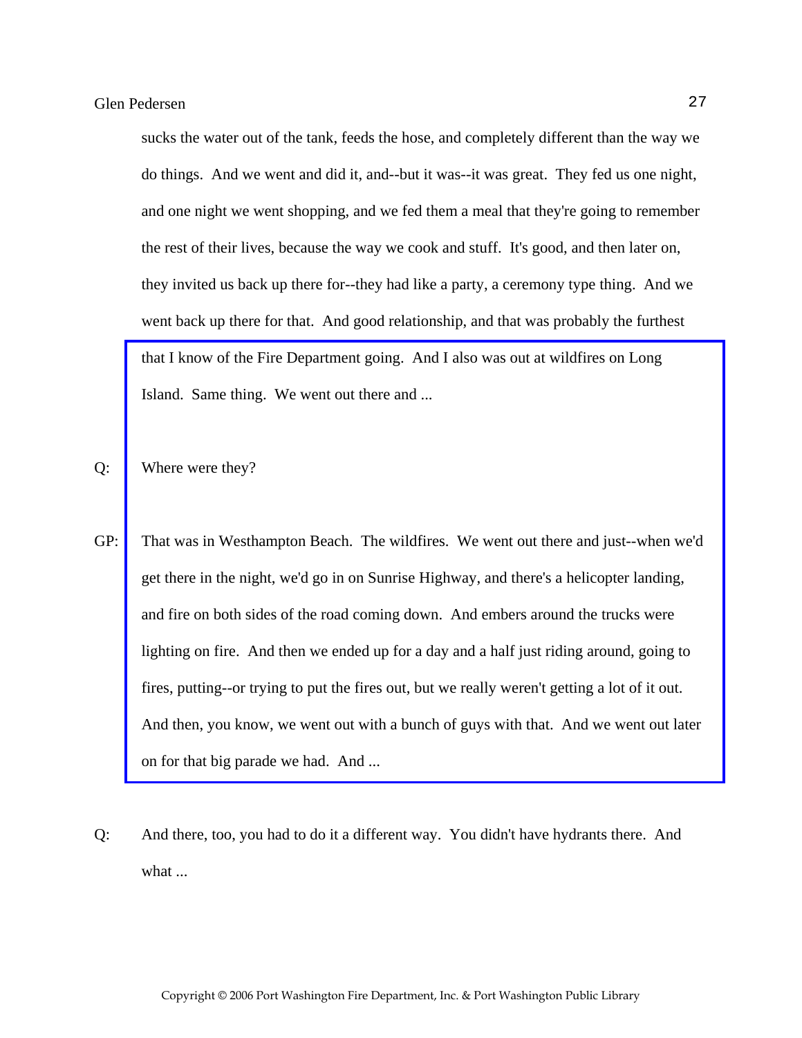sucks the water out of the tank, feeds the hose, and completely different than the way we do things. And we went and did it, and--but it was--it was great. They fed us one night, and one night we went shopping, and we fed them a meal that they're going to remember the rest of their lives, because the way we cook and stuff. It's good, and then later on, they invited us back up there for--they had like a party, a ceremony type thing. And we went back up there for that. And good relationship, and that was probably the furthest that I know of the Fire Department going. And I also was out at wildfires on Long Island. Same thing. We went out there and ...

Q: Where were they?

GP: That was in Westhampton Beach. The wildfires. We went out there and just--when we'd get there in the night, we'd go in on Sunrise Highway, and there's a helicopter landing, and fire on both sides of the road coming down. And embers around the trucks were lighting on fire. And then we ended up for a day and a half just riding around, going to fires, putting--or trying to put the fires out, but we really weren't getting a lot of it out. And then, you know, we went out with a bunch of guys with that. And we went out later on for that big parade we had. And ...

Q: And there, too, you had to do it a different way. You didn't have hydrants there. And what ...

Copyright © 2006 Port Washington Fire Department, Inc. & Port Washington Public Library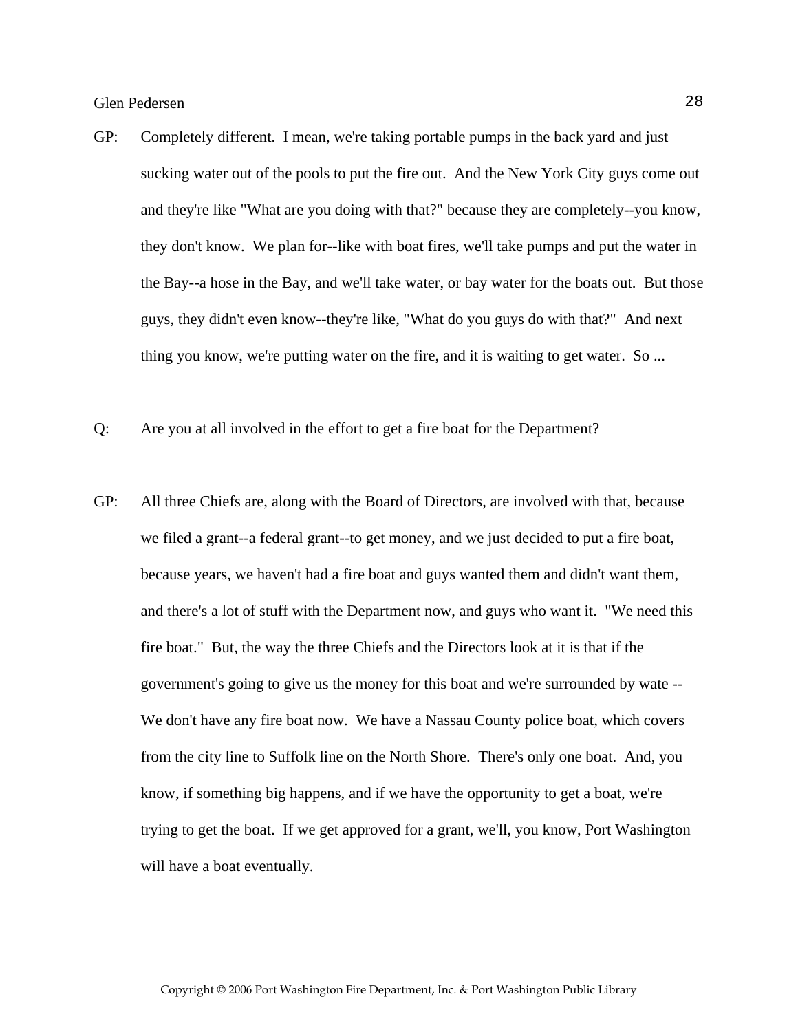GP: Completely different. I mean, we're taking portable pumps in the back yard and just sucking water out of the pools to put the fire out. And the New York City guys come out and they're like "What are you doing with that?" because they are completely--you know, they don't know. We plan for--like with boat fires, we'll take pumps and put the water in the Bay--a hose in the Bay, and we'll take water, or bay water for the boats out. But those guys, they didn't even know--they're like, "What do you guys do with that?" And next thing you know, we're putting water on the fire, and it is waiting to get water. So ...

Q: Are you at all involved in the effort to get a fire boat for the Department?

GP: All three Chiefs are, along with the Board of Directors, are involved with that, because we filed a grant--a federal grant--to get money, and we just decided to put a fire boat, because years, we haven't had a fire boat and guys wanted them and didn't want them, and there's a lot of stuff with the Department now, and guys who want it. "We need this fire boat." But, the way the three Chiefs and the Directors look at it is that if the government's going to give us the money for this boat and we're surrounded by wate -- We don't have any fire boat now. We have a Nassau County police boat, which covers from the city line to Suffolk line on the North Shore. There's only one boat. And, you know, if something big happens, and if we have the opportunity to get a boat, we're trying to get the boat. If we get approved for a grant, we'll, you know, Port Washington will have a boat eventually.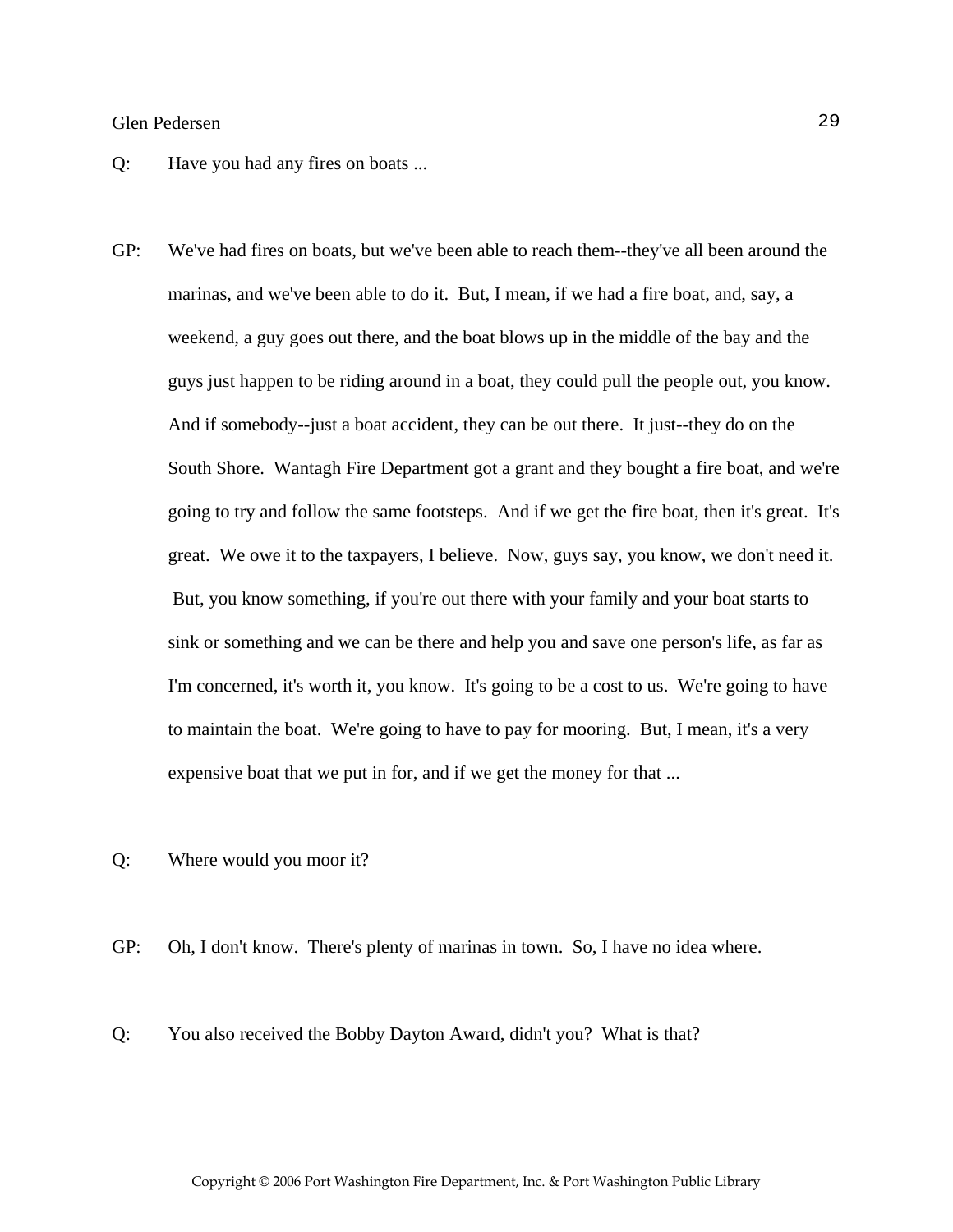Q: Have you had any fires on boats ...

GP: We've had fires on boats, but we've been able to reach them--they've all been around the marinas, and we've been able to do it. But, I mean, if we had a fire boat, and, say, a weekend, a guy goes out there, and the boat blows up in the middle of the bay and the guys just happen to be riding around in a boat, they could pull the people out, you know. And if somebody--just a boat accident, they can be out there. It just--they do on the South Shore. Wantagh Fire Department got a grant and they bought a fire boat, and we're going to try and follow the same footsteps. And if we get the fire boat, then it's great. It's great. We owe it to the taxpayers, I believe. Now, guys say, you know, we don't need it. But, you know something, if you're out there with your family and your boat starts to sink or something and we can be there and help you and save one person's life, as far as I'm concerned, it's worth it, you know. It's going to be a cost to us. We're going to have to maintain the boat. We're going to have to pay for mooring. But, I mean, it's a very expensive boat that we put in for, and if we get the money for that ...

Q: Where would you moor it?

GP: Oh, I don't know. There's plenty of marinas in town. So, I have no idea where.

Q: You also received the Bobby Dayton Award, didn't you? What is that?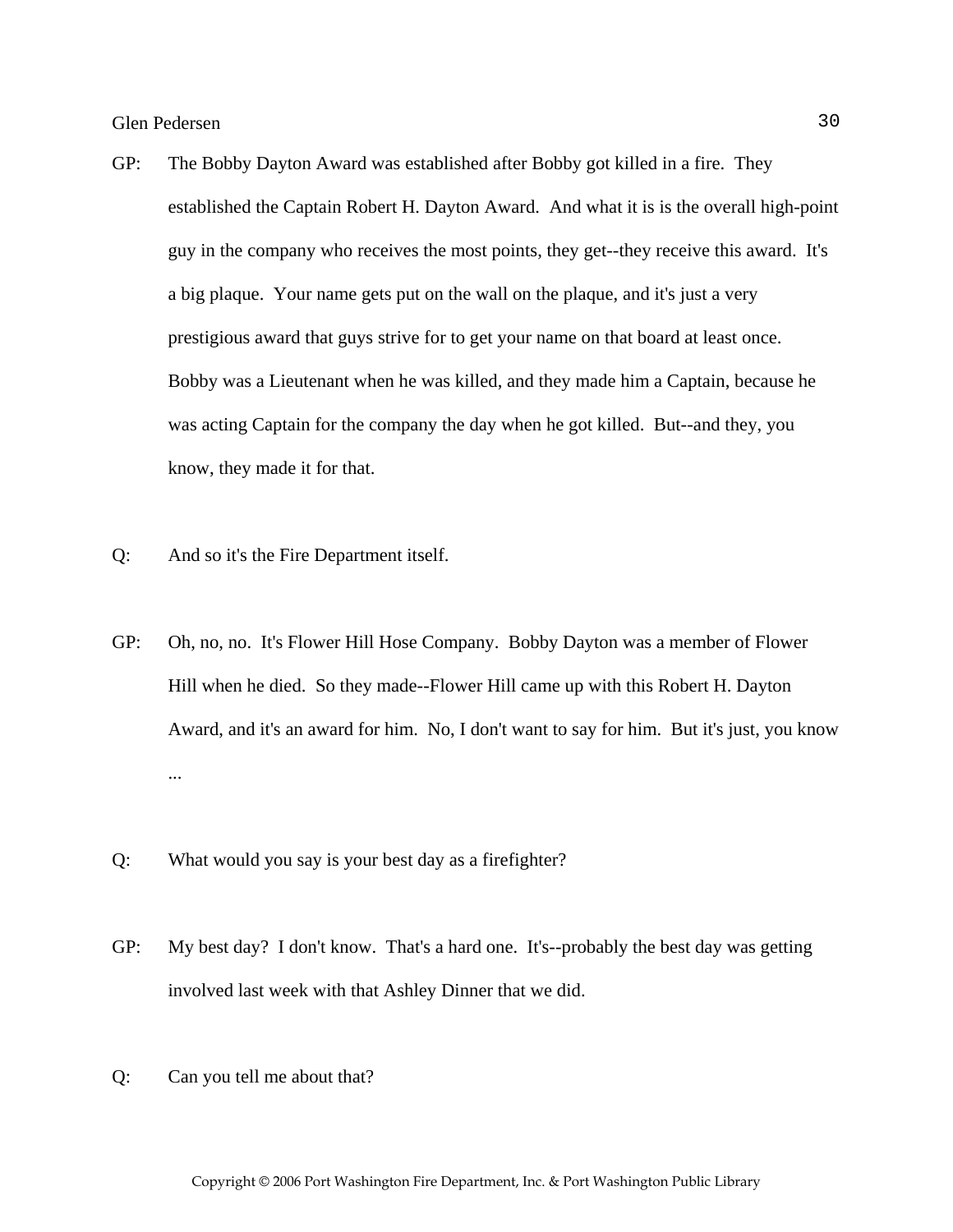GP: The Bobby Dayton Award was established after Bobby got killed in a fire. They established the Captain Robert H. Dayton Award. And what it is is the overall high-point guy in the company who receives the most points, they get--they receive this award. It's a big plaque. Your name gets put on the wall on the plaque, and it's just a very prestigious award that guys strive for to get your name on that board at least once. Bobby was a Lieutenant when he was killed, and they made him a Captain, because he was acting Captain for the company the day when he got killed. But--and they, you know, they made it for that.

Q: And so it's the Fire Department itself.

GP: Oh, no, no. It's Flower Hill Hose Company. Bobby Dayton was a member of Flower Hill when he died. So they made--Flower Hill came up with this Robert H. Dayton Award, and it's an award for him. No, I don't want to say for him. But it's just, you know ...

Q: What would you say is your best day as a firefighter?

GP: My best day? I don't know. That's a hard one. It's--probably the best day was getting involved last week with that Ashley Dinner that we did.

Q: Can you tell me about that?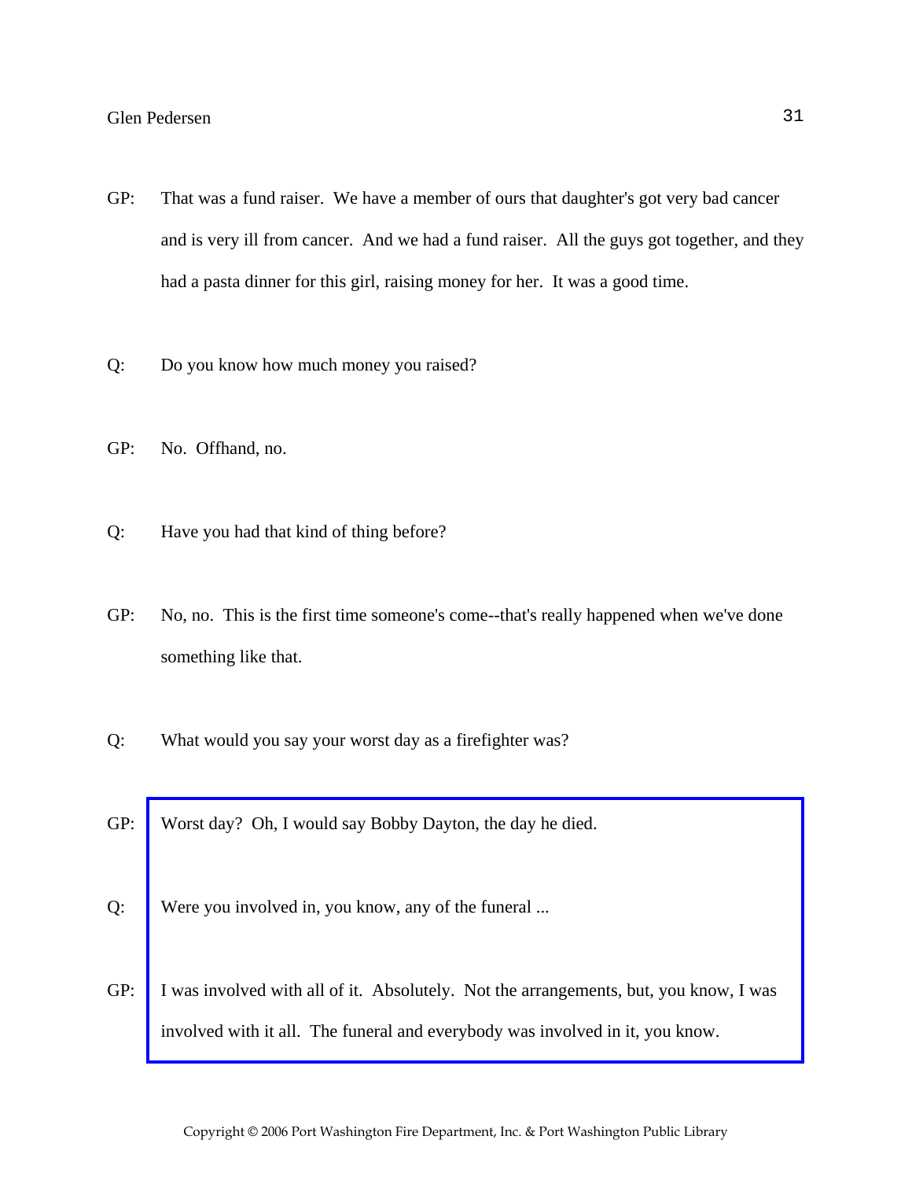GP: That was a fund raiser. We have a member of ours that daughter's got very bad cancer and is very ill from cancer. And we had a fund raiser. All the guys got together, and they had a pasta dinner for this girl, raising money for her. It was a good time.

Q: Do you know how much money you raised?

GP: No. Offhand, no.

Q: Have you had that kind of thing before?

GP: No, no. This is the first time someone's come--that's really happened when we've done something like that.

Q: What would you say your worst day as a firefighter was?

GP: Worst day? Oh, I would say Bobby Dayton, the day he died.

Q: Were you involved in, you know, any of the funeral ...

GP: I was involved with all of it. Absolutely. Not the arrangements, but, you know, I was involved with it all. The funeral and everybody was involved in it, you know.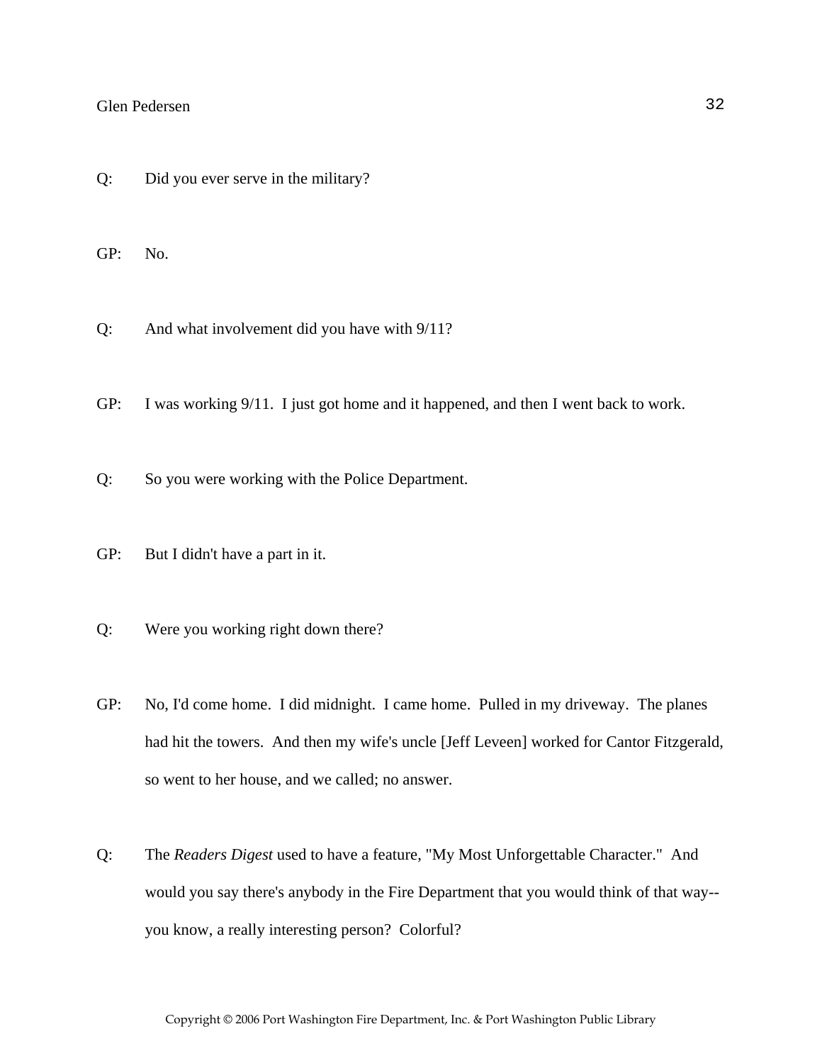Q: Did you ever serve in the military?

GP: No.

Q: And what involvement did you have with 9/11?

GP: I was working 9/11. I just got home and it happened, and then I went back to work.

Q: So you were working with the Police Department.

GP: But I didn't have a part in it.

Q: Were you working right down there?

GP: No, I'd come home. I did midnight. I came home. Pulled in my driveway. The planes had hit the towers. And then my wife's uncle [Jeff Leveen] worked for Cantor Fitzgerald, so went to her house, and we called; no answer.

Q: The *Readers Digest* used to have a feature, "My Most Unforgettable Character." And would you say there's anybody in the Fire Department that you would think of that way--you know, a really interesting person? Colorful?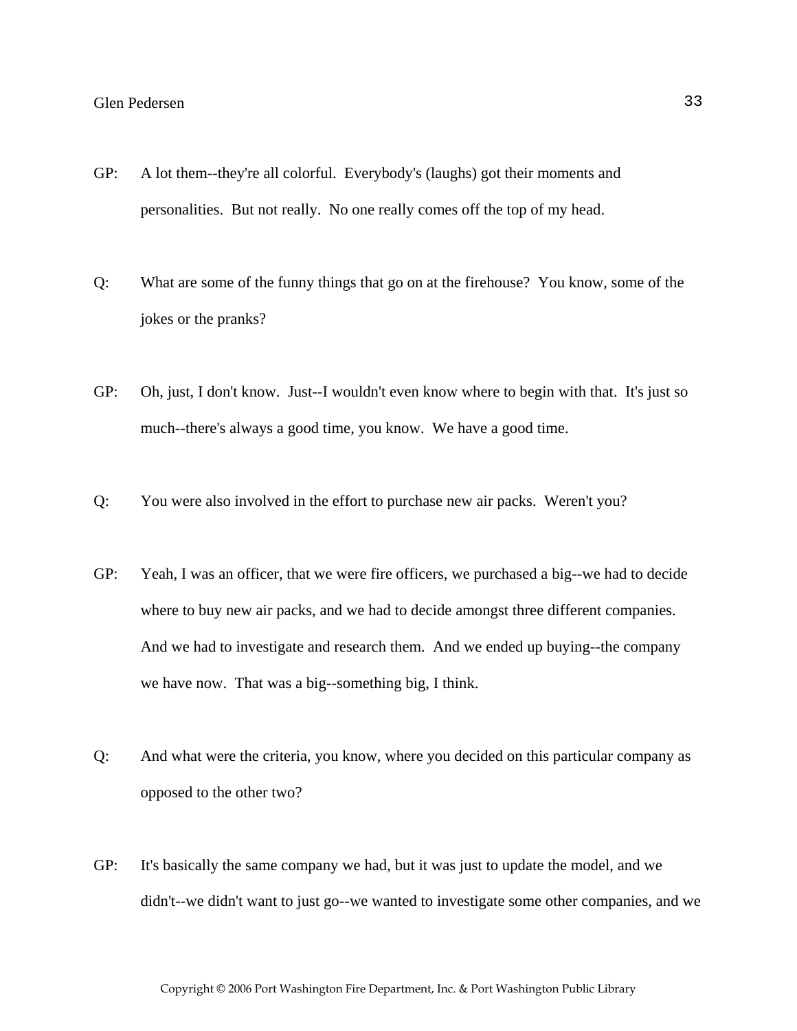GP: A lot them--they're all colorful. Everybody's (laughs) got their moments and personalities. But not really. No one really comes off the top of my head.

Q: What are some of the funny things that go on at the firehouse? You know, some of the jokes or the pranks?

GP: Oh, just, I don't know. Just--I wouldn't even know where to begin with that. It's just so much--there's always a good time, you know. We have a good time.

Q: You were also involved in the effort to purchase new air packs. Weren't you?

GP: Yeah, I was an officer, that we were fire officers, we purchased a big--we had to decide where to buy new air packs, and we had to decide amongst three different companies. And we had to investigate and research them. And we ended up buying--the company we have now. That was a big--something big, I think.

Q: And what were the criteria, you know, where you decided on this particular company as opposed to the other two?

GP: It's basically the same company we had, but it was just to update the model, and we didn't--we didn't want to just go--we wanted to investigate some other companies, and we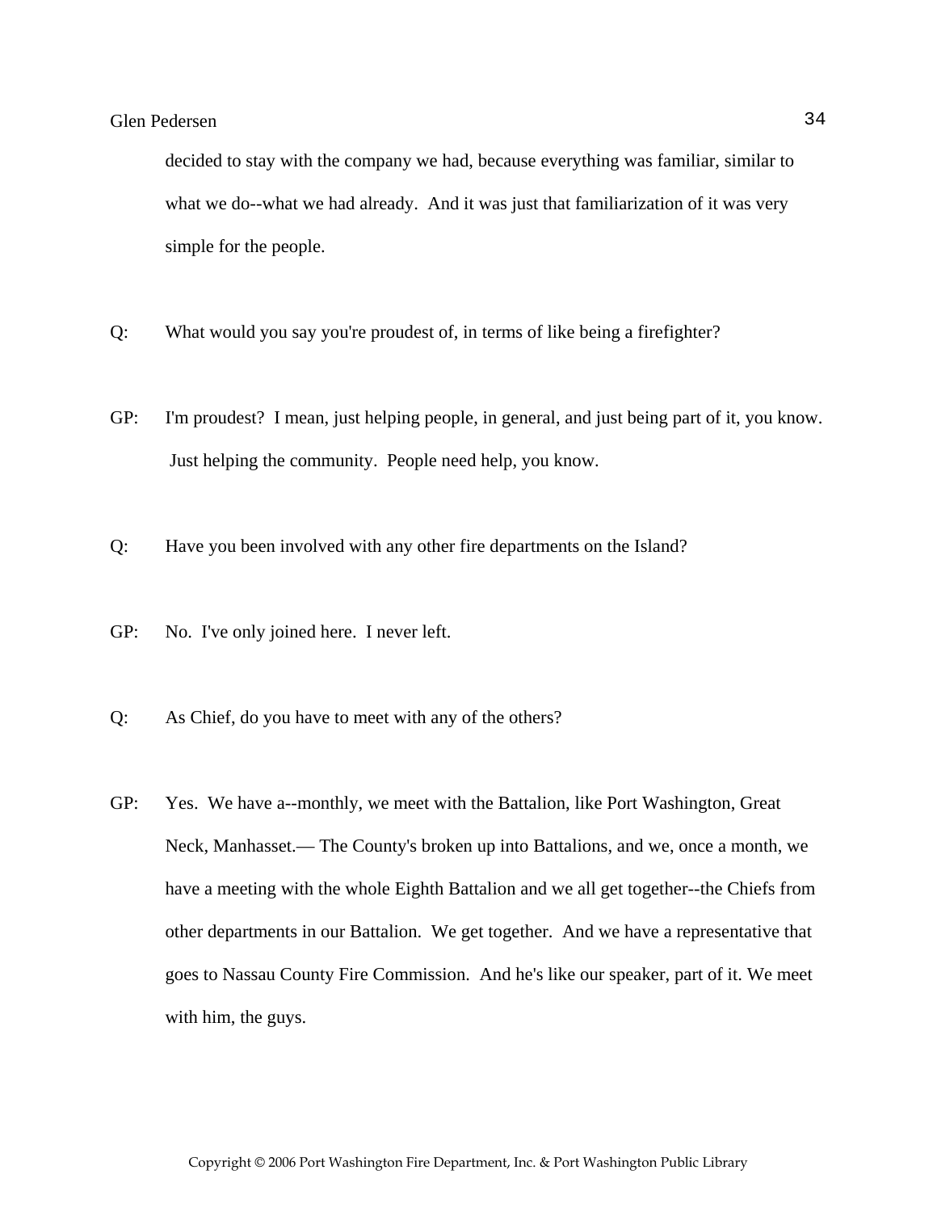decided to stay with the company we had, because everything was familiar, similar to what we do--what we had already. And it was just that familiarization of it was very simple for the people.

Q: What would you say you're proudest of, in terms of like being a firefighter?

GP: I'm proudest? I mean, just helping people, in general, and just being part of it, you know. Just helping the community. People need help, you know.

Q: Have you been involved with any other fire departments on the Island?

GP: No. I've only joined here. I never left.

Q: As Chief, do you have to meet with any of the others?

GP: Yes. We have a--monthly, we meet with the Battalion, like Port Washington, Great Neck, Manhasset.— The County's broken up into Battalions, and we, once a month, we have a meeting with the whole Eighth Battalion and we all get together--the Chiefs from other departments in our Battalion. We get together. And we have a representative that goes to Nassau County Fire Commission. And he's like our speaker, part of it. We meet with him, the guys.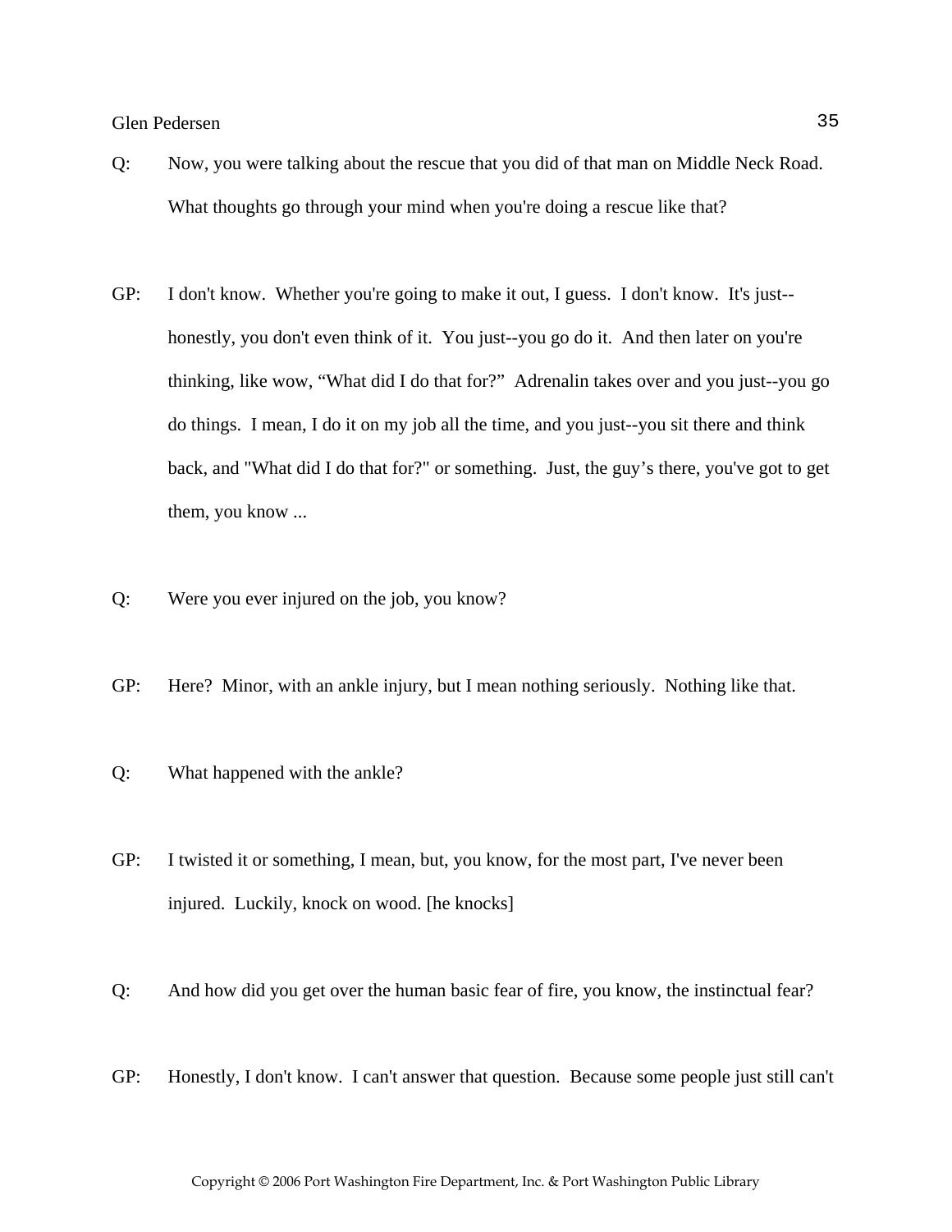Q: Now, you were talking about the rescue that you did of that man on Middle Neck Road. What thoughts go through your mind when you're doing a rescue like that?

GP: I don't know. Whether you're going to make it out, I guess. I don't know. It's just--honestly, you don't even think of it. You just--you go do it. And then later on you're thinking, like wow, "What did I do that for?" Adrenalin takes over and you just--you go do things. I mean, I do it on my job all the time, and you just--you sit there and think back, and "What did I do that for?" or something. Just, the guy's there, you've got to get them, you know ...

Q: Were you ever injured on the job, you know?

GP: Here? Minor, with an ankle injury, but I mean nothing seriously. Nothing like that.

Q: What happened with the ankle?

GP: I twisted it or something, I mean, but, you know, for the most part, I've never been injured. Luckily, knock on wood. [he knocks]

Q: And how did you get over the human basic fear of fire, you know, the instinctual fear?

GP: Honestly, I don't know. I can't answer that question. Because some people just still can't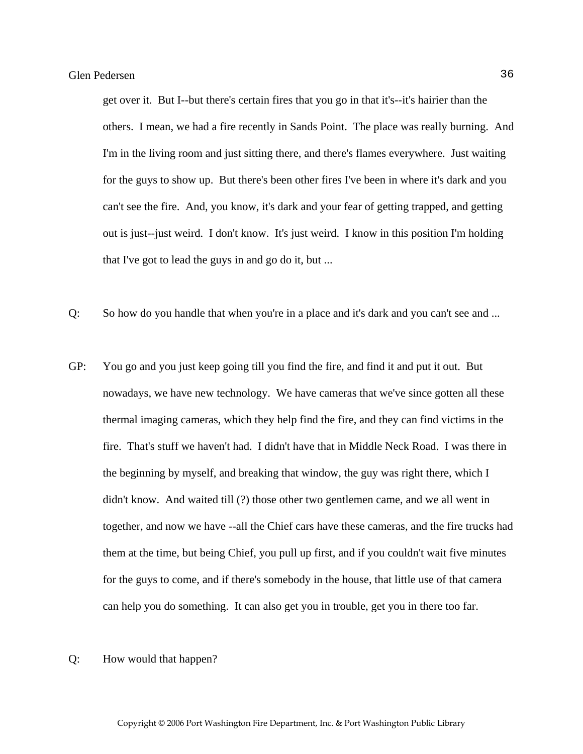get over it. But I--but there's certain fires that you go in that it's--it's hairier than the others. I mean, we had a fire recently in Sands Point. The place was really burning. And I'm in the living room and just sitting there, and there's flames everywhere. Just waiting for the guys to show up. But there's been other fires I've been in where it's dark and you can't see the fire. And, you know, it's dark and your fear of getting trapped, and getting out is just--just weird. I don't know. It's just weird. I know in this position I'm holding that I've got to lead the guys in and go do it, but ...

Q: So how do you handle that when you're in a place and it's dark and you can't see and ...

GP: You go and you just keep going till you find the fire, and find it and put it out. But nowadays, we have new technology. We have cameras that we've since gotten all these thermal imaging cameras, which they help find the fire, and they can find victims in the fire. That's stuff we haven't had. I didn't have that in Middle Neck Road. I was there in the beginning by myself, and breaking that window, the guy was right there, which I didn't know. And waited till (?) those other two gentlemen came, and we all went in together, and now we have --all the Chief cars have these cameras, and the fire trucks had them at the time, but being Chief, you pull up first, and if you couldn't wait five minutes for the guys to come, and if there's somebody in the house, that little use of that camera can help you do something. It can also get you in trouble, get you in there too far.

Q: How would that happen?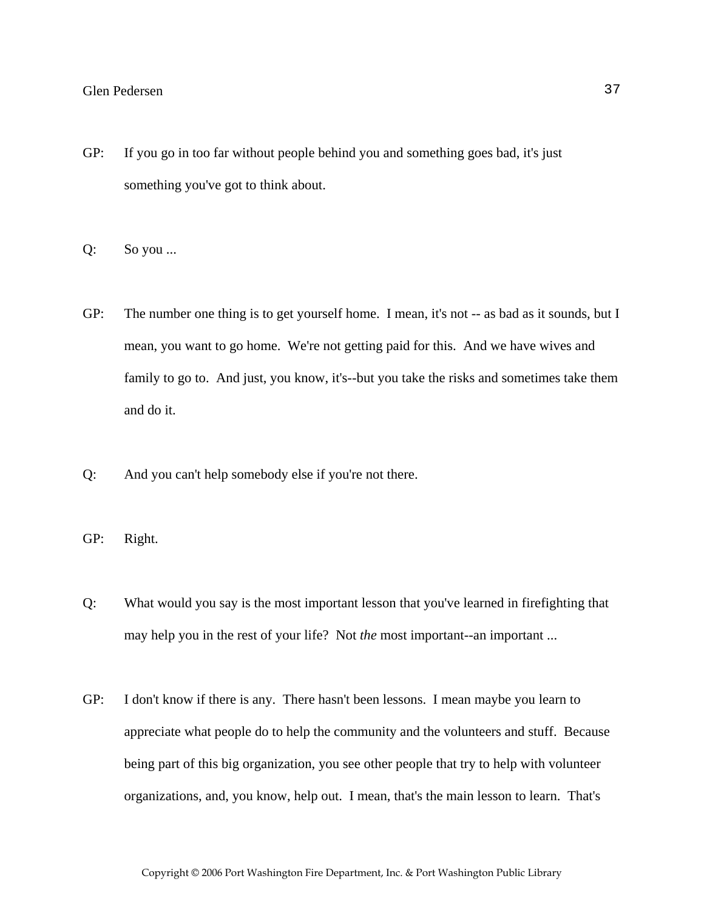GP: If you go in too far without people behind you and something goes bad, it's just something you've got to think about.

Q: So you ...

GP: The number one thing is to get yourself home. I mean, it's not -- as bad as it sounds, but I mean, you want to go home. We're not getting paid for this. And we have wives and family to go to. And just, you know, it's--but you take the risks and sometimes take them and do it.

Q: And you can't help somebody else if you're not there.

GP: Right.

Q: What would you say is the most important lesson that you've learned in firefighting that may help you in the rest of your life? Not *the* most important--an important ...

GP: I don't know if there is any. There hasn't been lessons. I mean maybe you learn to appreciate what people do to help the community and the volunteers and stuff. Because being part of this big organization, you see other people that try to help with volunteer organizations, and, you know, help out. I mean, that's the main lesson to learn. That's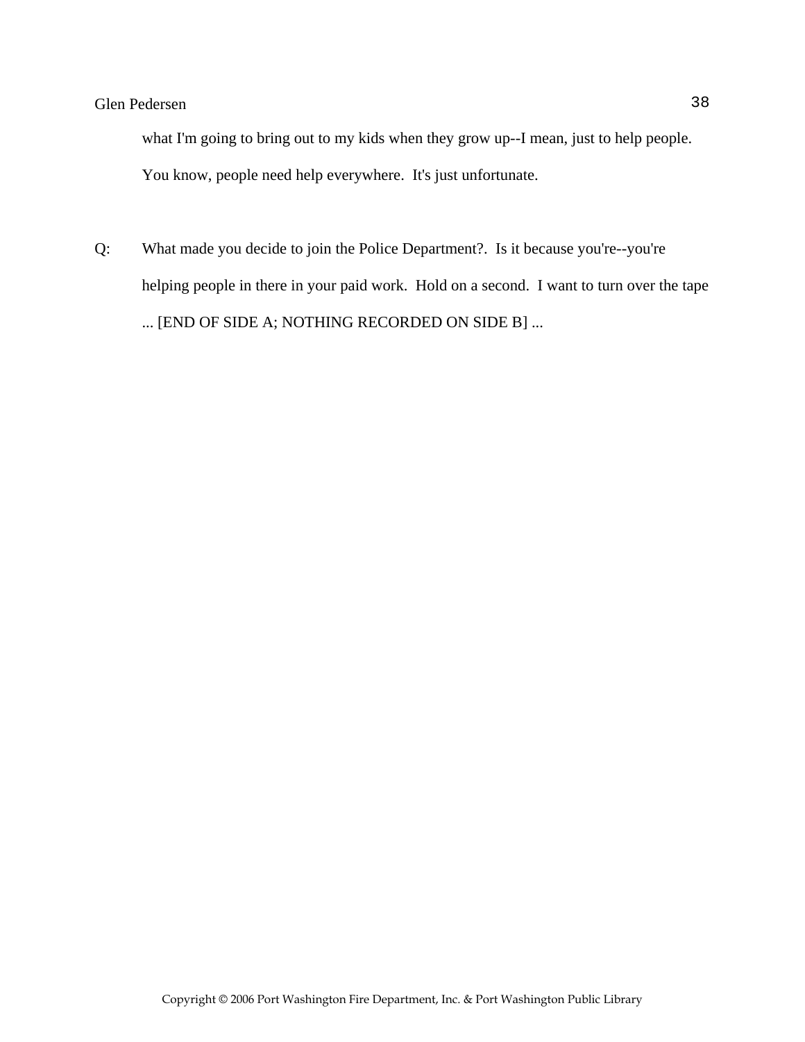what I'm going to bring out to my kids when they grow up--I mean, just to help people. You know, people need help everywhere. It's just unfortunate.

Q: What made you decide to join the Police Department?. Is it because you're--you're helping people in there in your paid work. Hold on a second. I want to turn over the tape ... [END OF SIDE A; NOTHING RECORDED ON SIDE B] ...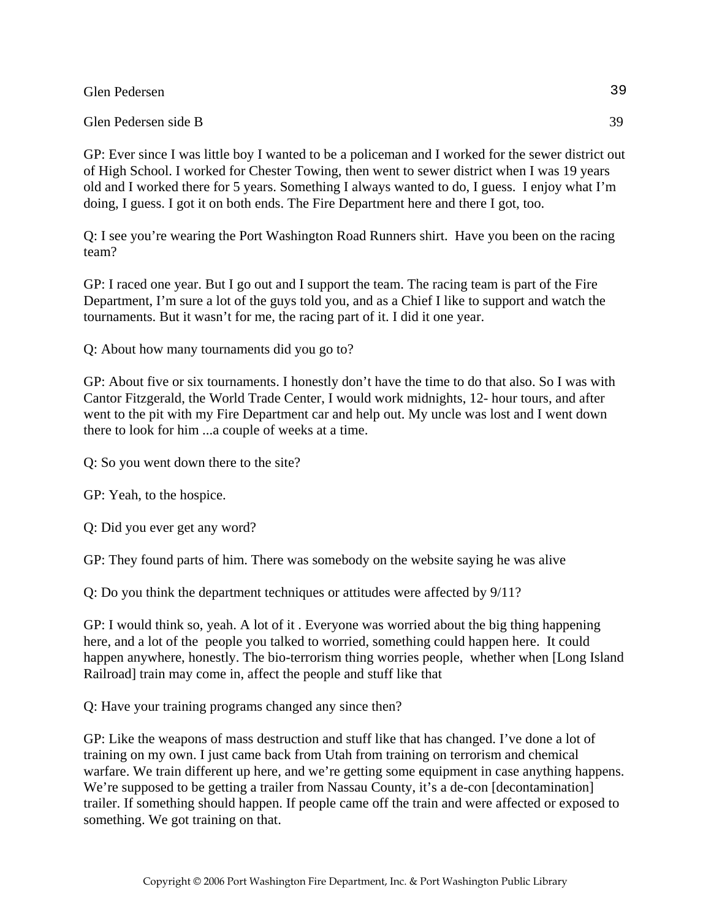Glen Pedersen side B

GP: Ever since I was little boy I wanted to be a policeman and I worked for the sewer district out of High School. I worked for Chester Towing, then went to sewer district when I was 19 years old and I worked there for 5 years. Something I always wanted to do, I guess. I enjoy what I'm doing, I guess. I got it on both ends. The Fire Department here and there I got, too.

Q: I see you're wearing the Port Washington Road Runners shirt. Have you been on the racing team?

GP: I raced one year. But I go out and I support the team. The racing team is part of the Fire Department, I'm sure a lot of the guys told you, and as a Chief I like to support and watch the tournaments. But it wasn't for me, the racing part of it. I did it one year.

Q: About how many tournaments did you go to?

GP: About five or six tournaments. I honestly don't have the time to do that also. So I was with Cantor Fitzgerald, the World Trade Center, I would work midnights, 12- hour tours, and after went to the pit with my Fire Department car and help out. My uncle was lost and I went down there to look for him ...a couple of weeks at a time.

Q: So you went down there to the site?

GP: Yeah, to the hospice.

Q: Did you ever get any word?

GP: They found parts of him. There was somebody on the website saying he was alive

Q: Do you think the department techniques or attitudes were affected by 9/11?

GP: I would think so, yeah. A lot of it . Everyone was worried about the big thing happening here, and a lot of the people you talked to worried, something could happen here. It could happen anywhere, honestly. The bio-terrorism thing worries people, whether when [Long Island Railroad] train may come in, affect the people and stuff like that

Q: Have your training programs changed any since then?

GP: Like the weapons of mass destruction and stuff like that has changed. I've done a lot of training on my own. I just came back from Utah from training on terrorism and chemical warfare. We train different up here, and we're getting some equipment in case anything happens. We're supposed to be getting a trailer from Nassau County, it's a de-con [decontamination] trailer. If something should happen. If people came off the train and were affected or exposed to something. We got training on that.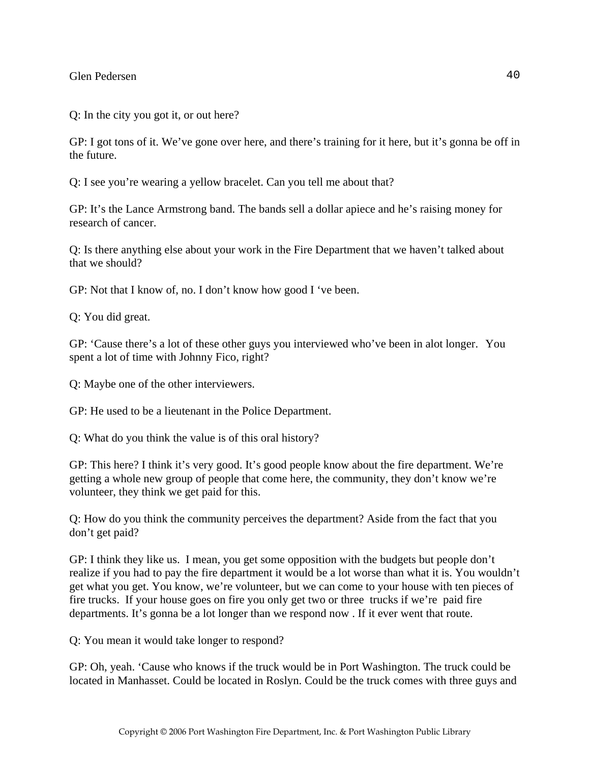Q: In the city you got it, or out here?

GP: I got tons of it. We've gone over here, and there's training for it here, but it's gonna be off in the future.

Q: I see you're wearing a yellow bracelet. Can you tell me about that?

GP: It's the Lance Armstrong band. The bands sell a dollar apiece and he's raising money for research of cancer.

Q: Is there anything else about your work in the Fire Department that we haven't talked about that we should?

GP: Not that I know of, no. I don't know how good I 've been.

Q: You did great.

GP: 'Cause there's a lot of these other guys you interviewed who've been in alot longer. You spent a lot of time with Johnny Fico, right?

Q: Maybe one of the other interviewers.

GP: He used to be a lieutenant in the Police Department.

Q: What do you think the value is of this oral history?

GP: This here? I think it's very good. It's good people know about the fire department. We're getting a whole new group of people that come here, the community, they don't know we're volunteer, they think we get paid for this.

Q: How do you think the community perceives the department? Aside from the fact that you don't get paid?

GP: I think they like us. I mean, you get some opposition with the budgets but people don't realize if you had to pay the fire department it would be a lot worse than what it is. You wouldn't get what you get. You know, we're volunteer, but we can come to your house with ten pieces of fire trucks. If your house goes on fire you only get two or three trucks if we're paid fire departments. It's gonna be a lot longer than we respond now . If it ever went that route.

Q: You mean it would take longer to respond?

GP: Oh, yeah. 'Cause who knows if the truck would be in Port Washington. The truck could be located in Manhasset. Could be located in Roslyn. Could be the truck comes with three guys and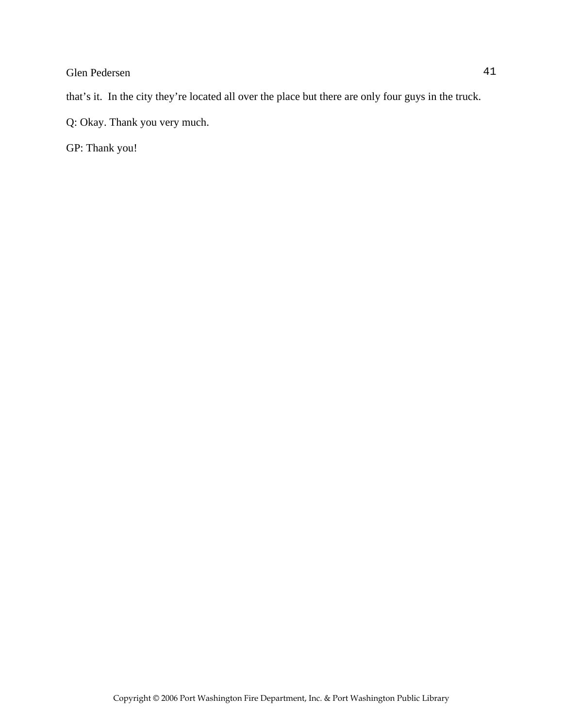that's it.  In the city they're located all over the place but there are only four guys in the truck.

Q: Okay. Thank you very much.

GP: Thank you!